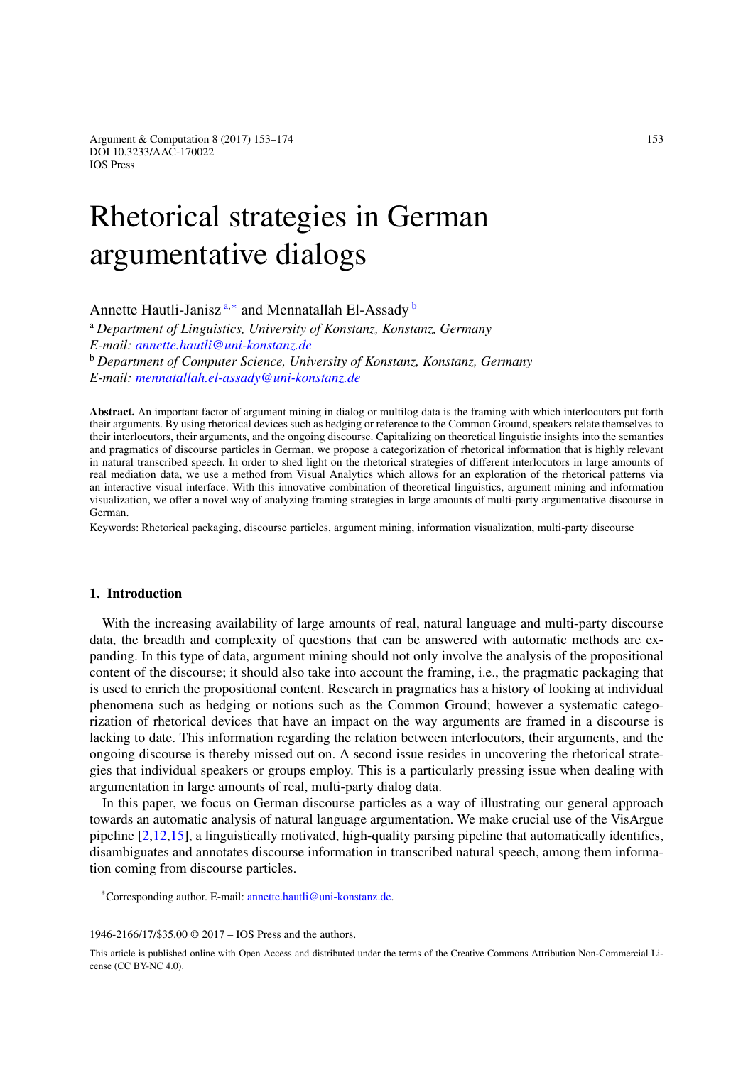# Rhetorical strategies in German argumentative dialogs

Annette Hautli-Janisz [a,*] and Mennatallah El-Assady [b]

[a] *Department of Linguistics, University of Konstanz, Konstanz, Germany*
*E-mail: annette.hautli@uni-konstanz.de*

[b] *Department of Computer Science, University of Konstanz, Konstanz, Germany*
*E-mail: mennatallah.el-assady@uni-konstanz.de*

**Abstract.** An important factor of argument mining in dialog or multilog data is the framing with which interlocutors put forth their arguments. By using rhetorical devices such as hedging or reference to the Common Ground, speakers relate themselves to their interlocutors, their arguments, and the ongoing discourse. Capitalizing on theoretical linguistic insights into the semantics and pragmatics of discourse particles in German, we propose a categorization of rhetorical information that is highly relevant in natural transcribed speech. In order to shed light on the rhetorical strategies of different interlocutors in large amounts of real mediation data, we use a method from Visual Analytics which allows for an exploration of the rhetorical patterns via an interactive visual interface. With this innovative combination of theoretical linguistics, argument mining and information visualization, we offer a novel way of analyzing framing strategies in large amounts of multi-party argumentative discourse in German.

Keywords: Rhetorical packaging, discourse particles, argument mining, information visualization, multi-party discourse

## 1. Introduction

With the increasing availability of large amounts of real, natural language and multi-party discourse data, the breadth and complexity of questions that can be answered with automatic methods are expanding. In this type of data, argument mining should not only involve the analysis of the propositional content of the discourse; it should also take into account the framing, i.e., the pragmatic packaging that is used to enrich the propositional content. Research in pragmatics has a history of looking at individual phenomena such as hedging or notions such as the Common Ground; however a systematic categorization of rhetorical devices that have an impact on the way arguments are framed in a discourse is lacking to date. This information regarding the relation between interlocutors, their arguments, and the ongoing discourse is thereby missed out on. A second issue resides in uncovering the rhetorical strategies that individual speakers or groups employ. This is a particularly pressing issue when dealing with argumentation in large amounts of real, multi-party dialog data.

In this paper, we focus on German discourse particles as a way of illustrating our general approach towards an automatic analysis of natural language argumentation. We make crucial use of the VisArgue pipeline [2,12,15], a linguistically motivated, high-quality parsing pipeline that automatically identifies, disambiguates and annotates discourse information in transcribed natural speech, among them information coming from discourse particles.

[*] Corresponding author. E-mail: annette.hautli@uni-konstanz.de.

1946-2166/17/$35.00 © 2017 – IOS Press and the authors.

This article is published online with Open Access and distributed under the terms of the Creative Commons Attribution Non-Commercial License (CC BY-NC 4.0).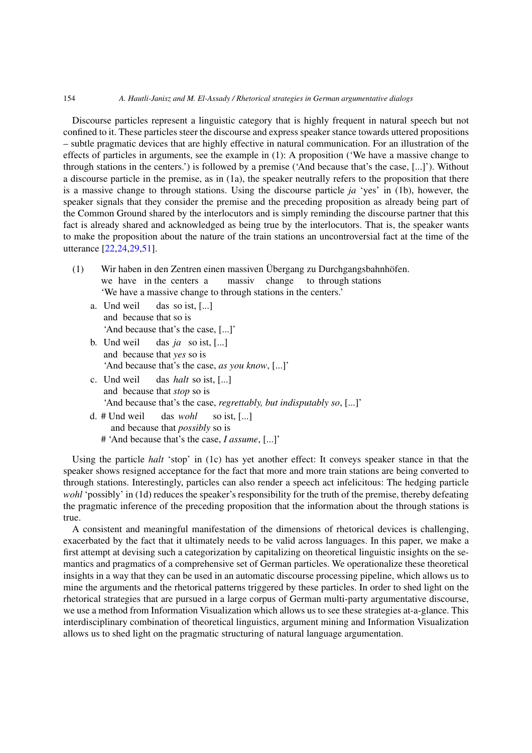Discourse particles represent a linguistic category that is highly frequent in natural speech but not confined to it. These particles steer the discourse and express speaker stance towards uttered propositions – subtle pragmatic devices that are highly effective in natural communication. For an illustration of the effects of particles in arguments, see the example in (1): A proposition ('We have a massive change to through stations in the centers.') is followed by a premise ('And because that's the case, [...]'). Without a discourse particle in the premise, as in (1a), the speaker neutrally refers to the proposition that there is a massive change to through stations. Using the discourse particle *ja* 'yes' in (1b), however, the speaker signals that they consider the premise and the preceding proposition as already being part of the Common Ground shared by the interlocutors and is simply reminding the discourse partner that this fact is already shared and acknowledged as being true by the interlocutors. That is, the speaker wants to make the proposition about the nature of the train stations an uncontroversial fact at the time of the utterance [22,24,29,51].

(1) Wir haben in den Zentren einen massiven Übergang zu Durchgangsbahnhöfen.
we have in the centers a massiv change to through stations
'We have a massive change to through stations in the centers.'

a. Und weil das so ist, [...]
and because that so is
'And because that's the case, [...]'

b. Und weil das *ja* so ist, [...]
and because that *yes* so is
'And because that's the case, *as you know*, [...]'

c. Und weil das *halt* so ist, [...]
and because that *stop* so is
'And because that's the case, *regrettably, but indisputably so*, [...]'

d. # Und weil das *wohl* so ist, [...]
and because that *possibly* so is
# 'And because that's the case, *I assume*, [...]'

Using the particle *halt* 'stop' in (1c) has yet another effect: It conveys speaker stance in that the speaker shows resigned acceptance for the fact that more and more train stations are being converted to through stations. Interestingly, particles can also render a speech act infelicitous: The hedging particle *wohl* 'possibly' in (1d) reduces the speaker's responsibility for the truth of the premise, thereby defeating the pragmatic inference of the preceding proposition that the information about the through stations is true.

A consistent and meaningful manifestation of the dimensions of rhetorical devices is challenging, exacerbated by the fact that it ultimately needs to be valid across languages. In this paper, we make a first attempt at devising such a categorization by capitalizing on theoretical linguistic insights on the semantics and pragmatics of a comprehensive set of German particles. We operationalize these theoretical insights in a way that they can be used in an automatic discourse processing pipeline, which allows us to mine the arguments and the rhetorical patterns triggered by these particles. In order to shed light on the rhetorical strategies that are pursued in a large corpus of German multi-party argumentative discourse, we use a method from Information Visualization which allows us to see these strategies at-a-glance. This interdisciplinary combination of theoretical linguistics, argument mining and Information Visualization allows us to shed light on the pragmatic structuring of natural language argumentation.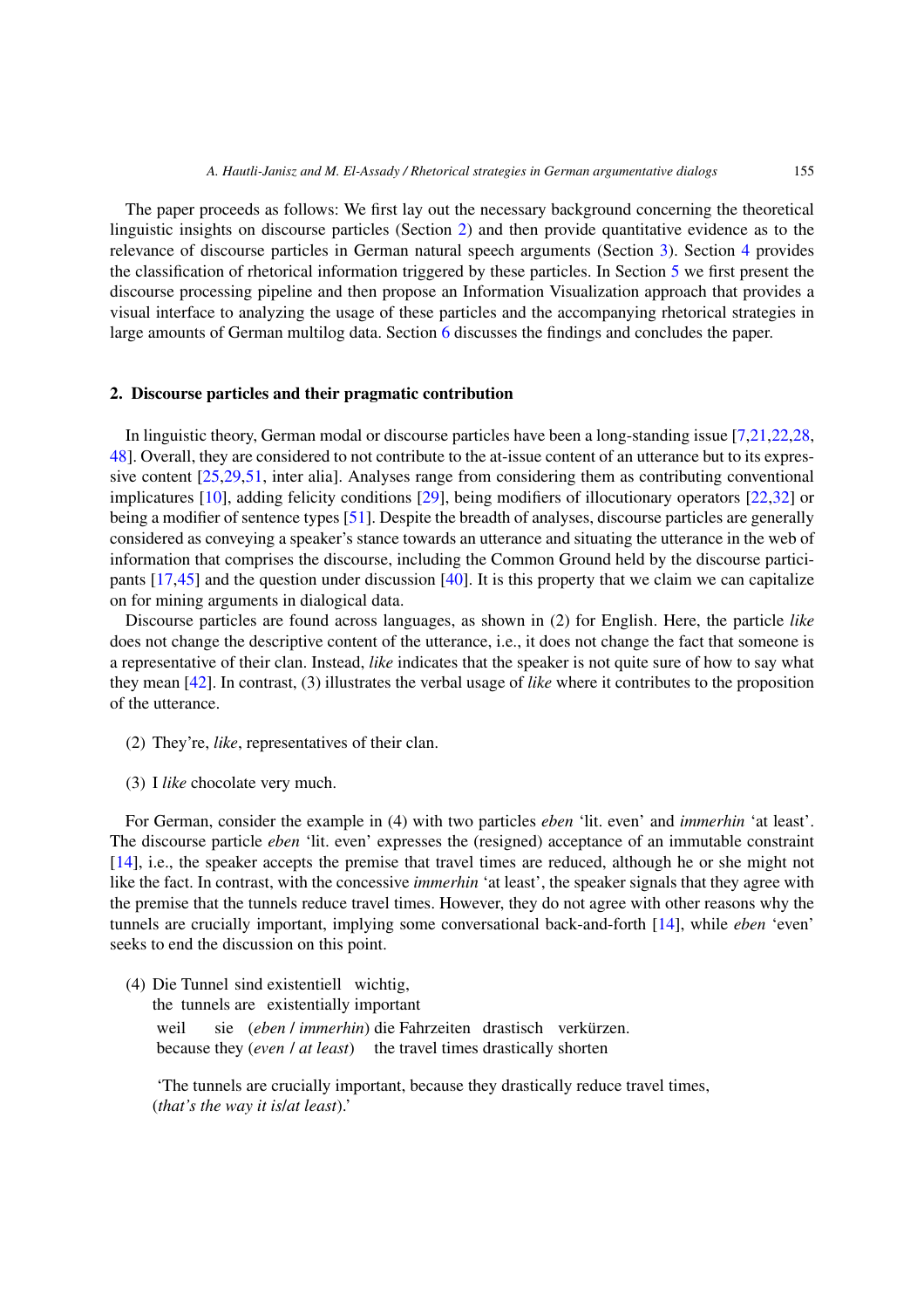The paper proceeds as follows: We first lay out the necessary background concerning the theoretical linguistic insights on discourse particles (Section 2) and then provide quantitative evidence as to the relevance of discourse particles in German natural speech arguments (Section 3). Section 4 provides the classification of rhetorical information triggered by these particles. In Section 5 we first present the discourse processing pipeline and then propose an Information Visualization approach that provides a visual interface to analyzing the usage of these particles and the accompanying rhetorical strategies in large amounts of German multilog data. Section 6 discusses the findings and concludes the paper.

## 2. Discourse particles and their pragmatic contribution

In linguistic theory, German modal or discourse particles have been a long-standing issue [7,21,22,28,48]. Overall, they are considered to not contribute to the at-issue content of an utterance but to its expressive content [25,29,51, inter alia]. Analyses range from considering them as contributing conventional implicatures [10], adding felicity conditions [29], being modifiers of illocutionary operators [22,32] or being a modifier of sentence types [51]. Despite the breadth of analyses, discourse particles are generally considered as conveying a speaker's stance towards an utterance and situating the utterance in the web of information that comprises the discourse, including the Common Ground held by the discourse participants [17,45] and the question under discussion [40]. It is this property that we claim we can capitalize on for mining arguments in dialogical data.

Discourse particles are found across languages, as shown in (2) for English. Here, the particle *like* does not change the descriptive content of the utterance, i.e., it does not change the fact that someone is a representative of their clan. Instead, *like* indicates that the speaker is not quite sure of how to say what they mean [42]. In contrast, (3) illustrates the verbal usage of *like* where it contributes to the proposition of the utterance.

(2) They're, *like*, representatives of their clan.

(3) I *like* chocolate very much.

For German, consider the example in (4) with two particles *eben* 'lit. even' and *immerhin* 'at least'. The discourse particle *eben* 'lit. even' expresses the (resigned) acceptance of an immutable constraint [14], i.e., the speaker accepts the premise that travel times are reduced, although he or she might not like the fact. In contrast, with the concessive *immerhin* 'at least', the speaker signals that they agree with the premise that the tunnels reduce travel times. However, they do not agree with other reasons why the tunnels are crucially important, implying some conversational back-and-forth [14], while *eben* 'even' seeks to end the discussion on this point.

(4) Die Tunnel sind existentiell wichtig,
the tunnels are existentially important
weil sie (*eben* / *immerhin*) die Fahrzeiten drastisch verkürzen.
because they (*even* / *at least*) the travel times drastically shorten

'The tunnels are crucially important, because they drastically reduce travel times, (*that's the way it is*/*at least*).'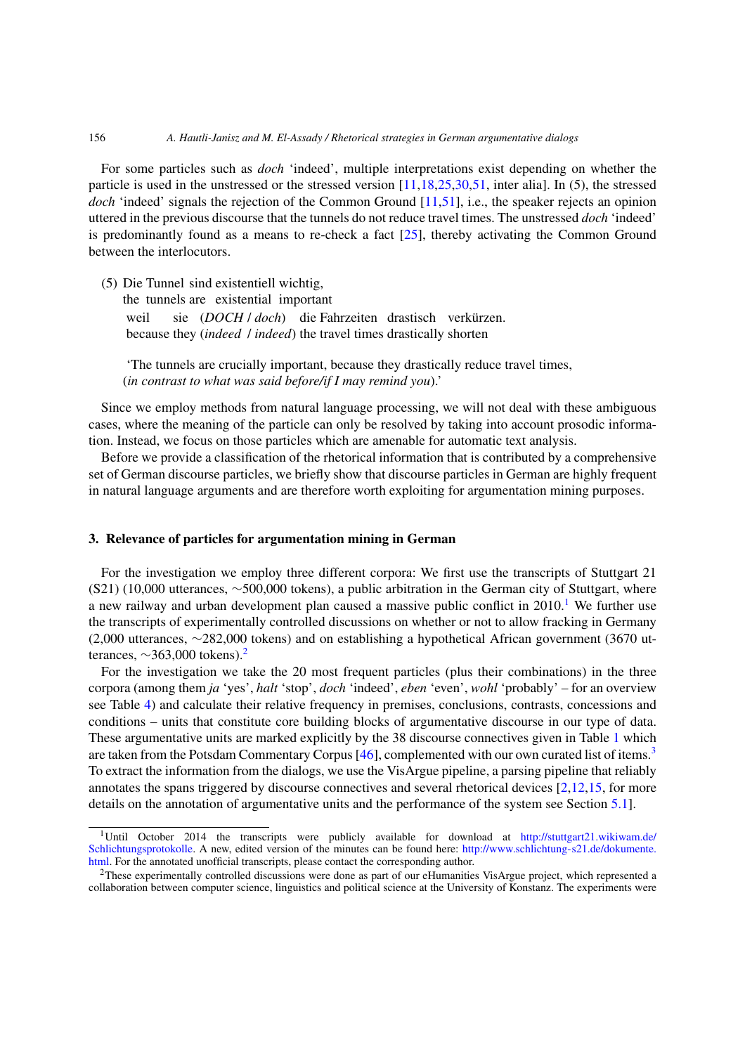For some particles such as *doch* 'indeed', multiple interpretations exist depending on whether the particle is used in the unstressed or the stressed version [11,18,25,30,51, inter alia]. In (5), the stressed *doch* 'indeed' signals the rejection of the Common Ground [11,51], i.e., the speaker rejects an opinion uttered in the previous discourse that the tunnels do not reduce travel times. The unstressed *doch* 'indeed' is predominantly found as a means to re-check a fact [25], thereby activating the Common Ground between the interlocutors.

(5) Die Tunnel sind existentiell wichtig,
the tunnels are existential important
weil sie (*DOCH* / *doch*) die Fahrzeiten drastisch verkürzen.
because they (*indeed* / *indeed*) the travel times drastically shorten

'The tunnels are crucially important, because they drastically reduce travel times, (*in contrast to what was said before/if I may remind you*).'

Since we employ methods from natural language processing, we will not deal with these ambiguous cases, where the meaning of the particle can only be resolved by taking into account prosodic information. Instead, we focus on those particles which are amenable for automatic text analysis.

Before we provide a classification of the rhetorical information that is contributed by a comprehensive set of German discourse particles, we briefly show that discourse particles in German are highly frequent in natural language arguments and are therefore worth exploiting for argumentation mining purposes.

## 3. Relevance of particles for argumentation mining in German

For the investigation we employ three different corpora: We first use the transcripts of Stuttgart 21 (S21) (10,000 utterances, ∼500,000 tokens), a public arbitration in the German city of Stuttgart, where a new railway and urban development plan caused a massive public conflict in 2010.[1] We further use the transcripts of experimentally controlled discussions on whether or not to allow fracking in Germany (2,000 utterances, ∼282,000 tokens) and on establishing a hypothetical African government (3670 utterances, ∼363,000 tokens).[2]

For the investigation we take the 20 most frequent particles (plus their combinations) in the three corpora (among them *ja* 'yes', *halt* 'stop', *doch* 'indeed', *eben* 'even', *wohl* 'probably' – for an overview see Table 4) and calculate their relative frequency in premises, conclusions, contrasts, concessions and conditions – units that constitute core building blocks of argumentative discourse in our type of data. These argumentative units are marked explicitly by the 38 discourse connectives given in Table 1 which are taken from the Potsdam Commentary Corpus [46], complemented with our own curated list of items.[3] To extract the information from the dialogs, we use the VisArgue pipeline, a parsing pipeline that reliably annotates the spans triggered by discourse connectives and several rhetorical devices [2,12,15, for more details on the annotation of argumentative units and the performance of the system see Section 5.1].

---

[1] Until October 2014 the transcripts were publicly available for download at http://stuttgart21.wikiwam.de/Schlichtungsprotokolle. A new, edited version of the minutes can be found here: http://www.schlichtung-s21.de/dokumente.html. For the annotated unofficial transcripts, please contact the corresponding author.

[2] These experimentally controlled discussions were done as part of our eHumanities VisArgue project, which represented a collaboration between computer science, linguistics and political science at the University of Konstanz. The experiments were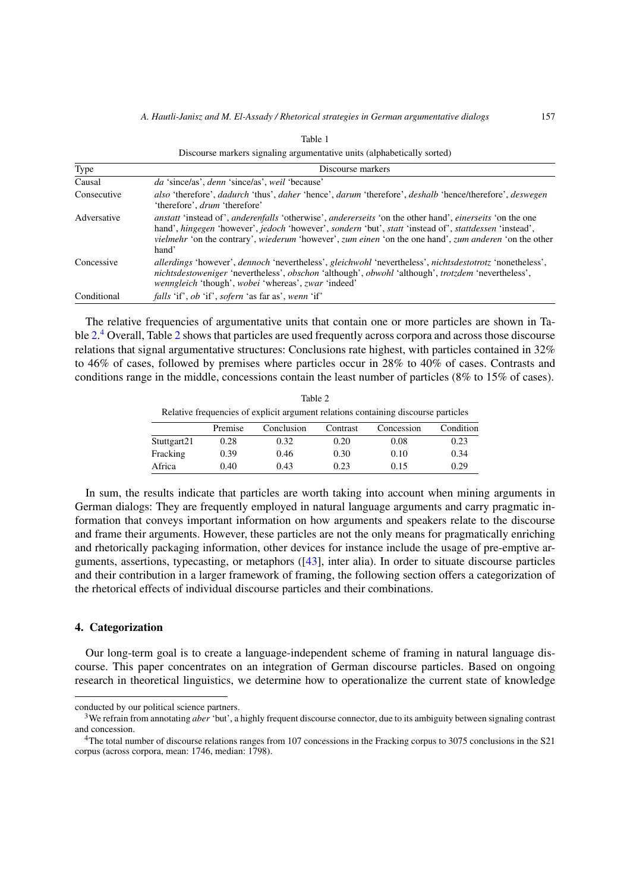Table 1

Discourse markers signaling argumentative units (alphabetically sorted)

| Type | Discourse markers |
| --- | --- |
| Causal | *da* 'since/as', *denn* 'since/as', *weil* 'because' |
| Consecutive | *also* 'therefore', *dadurch* 'thus', *daher* 'hence', *darum* 'therefore', *deshalb* 'hence/therefore', *deswegen* 'therefore', *drum* 'therefore' |
| Adversative | *anstatt* 'instead of', *anderenfalls* 'otherwise', *andererseits* 'on the other hand', *einerseits* 'on the one hand', *hingegen* 'however', *jedoch* 'however', *sondern* 'but', *statt* 'instead of', *stattdessen* 'instead', *vielmehr* 'on the contrary', *wiederum* 'however', *zum einen* 'on the one hand', *zum anderen* 'on the other hand' |
| Concessive | *allerdings* 'however', *dennoch* 'nevertheless', *gleichwohl* 'nevertheless', *nichtsdestotrotz* 'nonetheless', *nichtsdestoweniger* 'nevertheless', *obschon* 'although', *obwohl* 'although', *trotzdem* 'nevertheless', *wenngleich* 'though', *wobei* 'whereas', *zwar* 'indeed' |
| Conditional | *falls* 'if', *ob* 'if', *sofern* 'as far as', *wenn* 'if' |

The relative frequencies of argumentative units that contain one or more particles are shown in Table 2.[4] Overall, Table 2 shows that particles are used frequently across corpora and across those discourse relations that signal argumentative structures: Conclusions rate highest, with particles contained in 32% to 46% of cases, followed by premises where particles occur in 28% to 40% of cases. Contrasts and conditions range in the middle, concessions contain the least number of particles (8% to 15% of cases).

Table 2

Relative frequencies of explicit argument relations containing discourse particles

| | Premise | Conclusion | Contrast | Concession | Condition |
| --- | --- | --- | --- | --- | --- |
| Stuttgart21 | 0.28 | 0.32 | 0.20 | 0.08 | 0.23 |
| Fracking | 0.39 | 0.46 | 0.30 | 0.10 | 0.34 |
| Africa | 0.40 | 0.43 | 0.23 | 0.15 | 0.29 |

In sum, the results indicate that particles are worth taking into account when mining arguments in German dialogs: They are frequently employed in natural language arguments and carry pragmatic information that conveys important information on how arguments and speakers relate to the discourse and frame their arguments. However, these particles are not the only means for pragmatically enriching and rhetorically packaging information, other devices for instance include the usage of pre-emptive arguments, assertions, typecasting, or metaphors ([43], inter alia). In order to situate discourse particles and their contribution in a larger framework of framing, the following section offers a categorization of the rhetorical effects of individual discourse particles and their combinations.

## 4. Categorization

Our long-term goal is to create a language-independent scheme of framing in natural language discourse. This paper concentrates on an integration of German discourse particles. Based on ongoing research in theoretical linguistics, we determine how to operationalize the current state of knowledge

conducted by our political science partners.

[3] We refrain from annotating *aber* 'but', a highly frequent discourse connector, due to its ambiguity between signaling contrast and concession.

[4] The total number of discourse relations ranges from 107 concessions in the Fracking corpus to 3075 conclusions in the S21 corpus (across corpora, mean: 1746, median: 1798).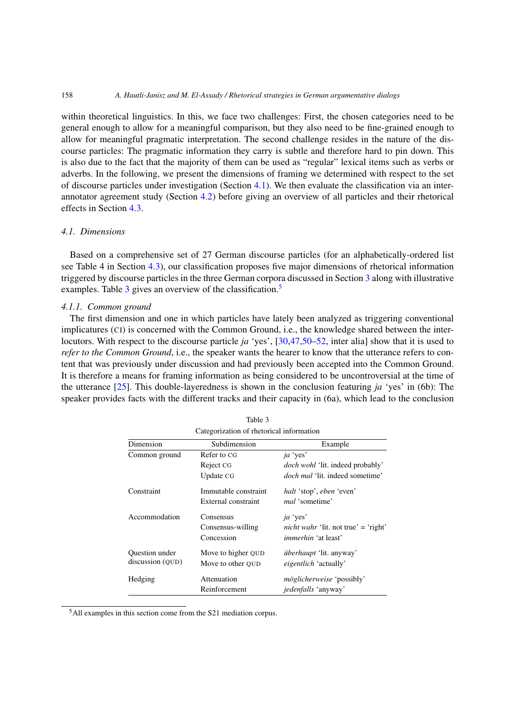within theoretical linguistics. In this, we face two challenges: First, the chosen categories need to be general enough to allow for a meaningful comparison, but they also need to be fine-grained enough to allow for meaningful pragmatic interpretation. The second challenge resides in the nature of the discourse particles: The pragmatic information they carry is subtle and therefore hard to pin down. This is also due to the fact that the majority of them can be used as "regular" lexical items such as verbs or adverbs. In the following, we present the dimensions of framing we determined with respect to the set of discourse particles under investigation (Section 4.1). We then evaluate the classification via an inter-annotator agreement study (Section 4.2) before giving an overview of all particles and their rhetorical effects in Section 4.3.

### 4.1. Dimensions

Based on a comprehensive set of 27 German discourse particles (for an alphabetically-ordered list see Table 4 in Section 4.3), our classification proposes five major dimensions of rhetorical information triggered by discourse particles in the three German corpora discussed in Section 3 along with illustrative examples. Table 3 gives an overview of the classification.[5]

#### 4.1.1. Common ground

The first dimension and one in which particles have lately been analyzed as triggering conventional implicatures (CI) is concerned with the Common Ground, i.e., the knowledge shared between the interlocutors. With respect to the discourse particle *ja* 'yes', [30,47,50–52, inter alia] show that it is used to *refer to the Common Ground*, i.e., the speaker wants the hearer to know that the utterance refers to content that was previously under discussion and had previously been accepted into the Common Ground. It is therefore a means for framing information as being considered to be uncontroversial at the time of the utterance [25]. This double-layeredness is shown in the conclusion featuring *ja* 'yes' in (6b): The speaker provides facts with the different tracks and their capacity in (6a), which lead to the conclusion

Table 3

Categorization of rhetorical information

| Dimension | Subdimension | Example |
|---|---|---|
| Common ground | Refer to CG | *ja* 'yes' |
| | Reject CG | *doch wohl* 'lit. indeed probably' |
| | Update CG | *doch mal* 'lit. indeed sometime' |
| Constraint | Immutable constraint | *halt* 'stop', *eben* 'even' |
| | External constraint | *mal* 'sometime' |
| Accommodation | Consensus | *ja* 'yes' |
| | Consensus-willing | *nicht wahr* 'lit. not true' = 'right' |
| | Concession | *immerhin* 'at least' |
| Question under discussion (QUD) | Move to higher QUD | *überhaupt* 'lit. anyway' |
| | Move to other QUD | *eigentlich* 'actually' |
| Hedging | Attenuation | *möglicherweise* 'possibly' |
| | Reinforcement | *jedenfalls* 'anyway' |

[5] All examples in this section come from the S21 mediation corpus.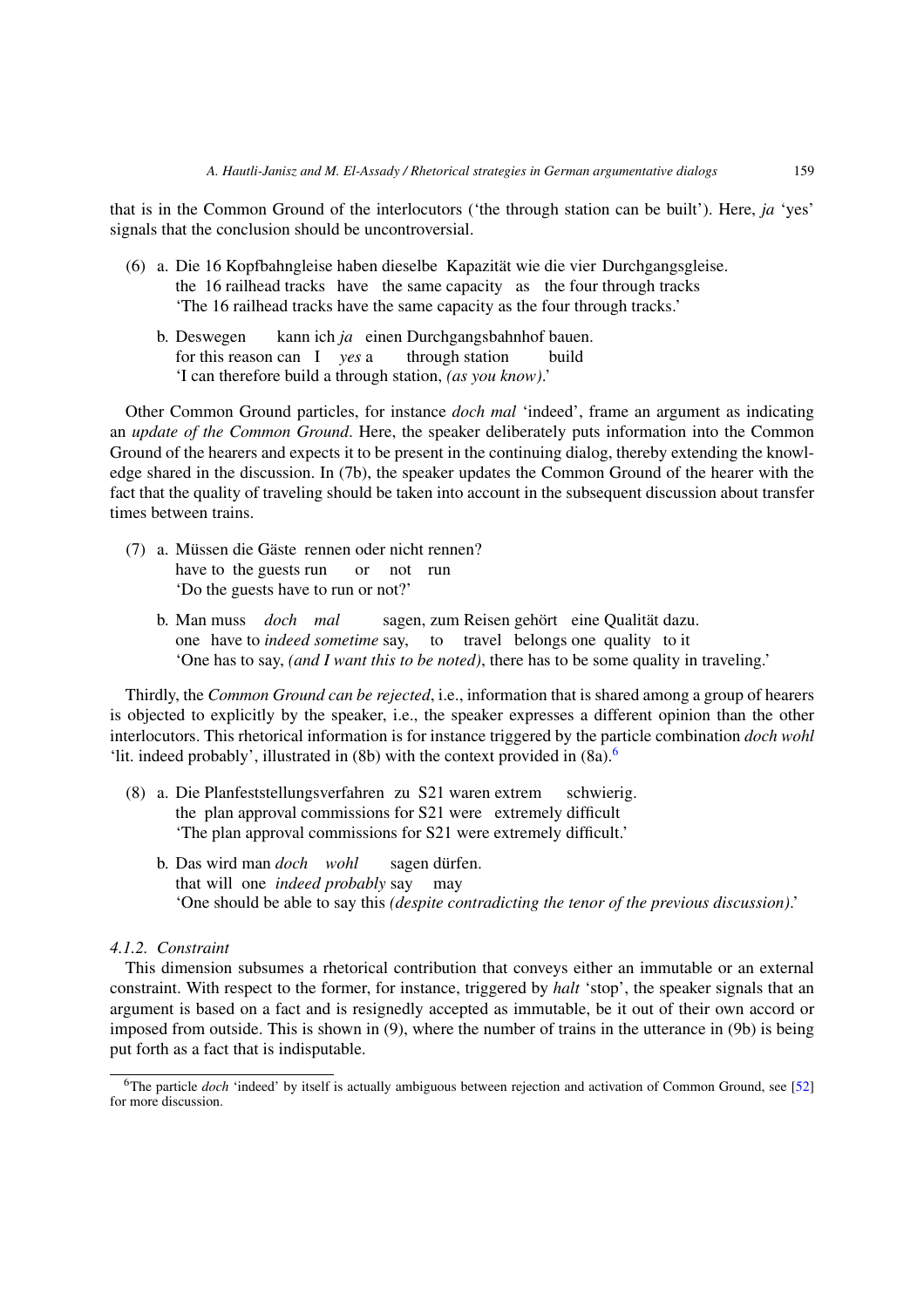that is in the Common Ground of the interlocutors ('the through station can be built'). Here, *ja* 'yes' signals that the conclusion should be uncontroversial.

(6) a. Die 16 Kopfbahngleise haben dieselbe Kapazität wie die vier Durchgangsgleise.
   the 16 railhead tracks have the same capacity as the four through tracks
   'The 16 railhead tracks have the same capacity as the four through tracks.'

   b. Deswegen kann ich *ja* einen Durchgangsbahnhof bauen.
   for this reason can I *yes* a through station build
   'I can therefore build a through station, *(as you know)*.'

Other Common Ground particles, for instance *doch mal* 'indeed', frame an argument as indicating an *update of the Common Ground*. Here, the speaker deliberately puts information into the Common Ground of the hearers and expects it to be present in the continuing dialog, thereby extending the knowledge shared in the discussion. In (7b), the speaker updates the Common Ground of the hearer with the fact that the quality of traveling should be taken into account in the subsequent discussion about transfer times between trains.

(7) a. Müssen die Gäste rennen oder nicht rennen?
   have to the guests run or not run
   'Do the guests have to run or not?'

   b. Man muss *doch mal* sagen, zum Reisen gehört eine Qualität dazu.
   one have to *indeed sometime* say, to travel belongs one quality to it
   'One has to say, *(and I want this to be noted)*, there has to be some quality in traveling.'

Thirdly, the *Common Ground can be rejected*, i.e., information that is shared among a group of hearers is objected to explicitly by the speaker, i.e., the speaker expresses a different opinion than the other interlocutors. This rhetorical information is for instance triggered by the particle combination *doch wohl* 'lit. indeed probably', illustrated in (8b) with the context provided in (8a).[6]

(8) a. Die Planfeststellungsverfahren zu S21 waren extrem schwierig.
   the plan approval commissions for S21 were extremely difficult
   'The plan approval commissions for S21 were extremely difficult.'

   b. Das wird man *doch wohl* sagen dürfen.
   that will one *indeed probably* say may
   'One should be able to say this *(despite contradicting the tenor of the previous discussion)*.'

#### 4.1.2. *Constraint*

This dimension subsumes a rhetorical contribution that conveys either an immutable or an external constraint. With respect to the former, for instance, triggered by *halt* 'stop', the speaker signals that an argument is based on a fact and is resignedly accepted as immutable, be it out of their own accord or imposed from outside. This is shown in (9), where the number of trains in the utterance in (9b) is being put forth as a fact that is indisputable.

---

[6] The particle *doch* 'indeed' by itself is actually ambiguous between rejection and activation of Common Ground, see [52] for more discussion.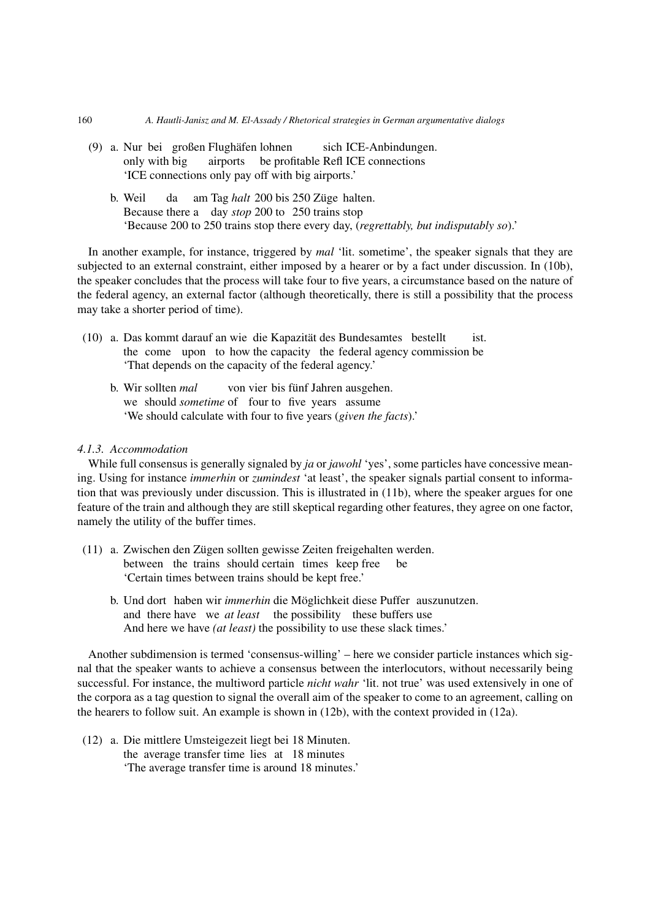(9) a. Nur bei großen Flughäfen lohnen sich ICE-Anbindungen.
only with big airports be profitable Refl ICE connections
'ICE connections only pay off with big airports.'

b. Weil da am Tag *halt* 200 bis 250 Züge halten.
Because there a day *stop* 200 to 250 trains stop
'Because 200 to 250 trains stop there every day, (*regrettably, but indisputably so*).'

In another example, for instance, triggered by *mal* 'lit. sometime', the speaker signals that they are subjected to an external constraint, either imposed by a hearer or by a fact under discussion. In (10b), the speaker concludes that the process will take four to five years, a circumstance based on the nature of the federal agency, an external factor (although theoretically, there is still a possibility that the process may take a shorter period of time).

(10) a. Das kommt darauf an wie die Kapazität des Bundesamtes bestellt ist.
the come upon to how the capacity the federal agency commission be
'That depends on the capacity of the federal agency.'

b. Wir sollten *mal* von vier bis fünf Jahren ausgehen.
we should *sometime* of four to five years assume
'We should calculate with four to five years (*given the facts*).'

#### 4.1.3. Accommodation

While full consensus is generally signaled by *ja* or *jawohl* 'yes', some particles have concessive meaning. Using for instance *immerhin* or *zumindest* 'at least', the speaker signals partial consent to information that was previously under discussion. This is illustrated in (11b), where the speaker argues for one feature of the train and although they are still skeptical regarding other features, they agree on one factor, namely the utility of the buffer times.

(11) a. Zwischen den Zügen sollten gewisse Zeiten freigehalten werden.
between the trains should certain times keep free be
'Certain times between trains should be kept free.'

b. Und dort haben wir *immerhin* die Möglichkeit diese Puffer auszunutzen.
and there have we *at least* the possibility these buffers use
And here we have *(at least)* the possibility to use these slack times.'

Another subdimension is termed 'consensus-willing' – here we consider particle instances which signal that the speaker wants to achieve a consensus between the interlocutors, without necessarily being successful. For instance, the multiword particle *nicht wahr* 'lit. not true' was used extensively in one of the corpora as a tag question to signal the overall aim of the speaker to come to an agreement, calling on the hearers to follow suit. An example is shown in (12b), with the context provided in (12a).

(12) a. Die mittlere Umsteigezeit liegt bei 18 Minuten.
the average transfer time lies at 18 minutes
'The average transfer time is around 18 minutes.'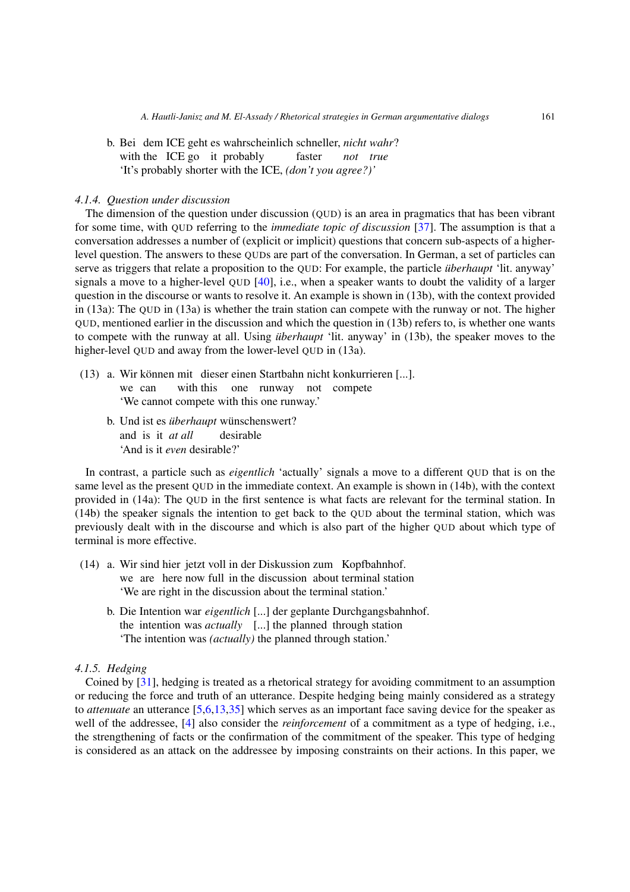b. Bei dem ICE geht es wahrscheinlich schneller, *nicht wahr*?
   with the ICE go it probably faster *not true*
   'It's probably shorter with the ICE, *(don't you agree?)*'

#### 4.1.4. Question under discussion

The dimension of the question under discussion (QUD) is an area in pragmatics that has been vibrant for some time, with QUD referring to the *immediate topic of discussion* [37]. The assumption is that a conversation addresses a number of (explicit or implicit) questions that concern sub-aspects of a higher-level question. The answers to these QUDs are part of the conversation. In German, a set of particles can serve as triggers that relate a proposition to the QUD: For example, the particle *überhaupt* 'lit. anyway' signals a move to a higher-level QUD [40], i.e., when a speaker wants to doubt the validity of a larger question in the discourse or wants to resolve it. An example is shown in (13b), with the context provided in (13a): The QUD in (13a) is whether the train station can compete with the runway or not. The higher QUD, mentioned earlier in the discussion and which the question in (13b) refers to, is whether one wants to compete with the runway at all. Using *überhaupt* 'lit. anyway' in (13b), the speaker moves to the higher-level QUD and away from the lower-level QUD in (13a).

(13) a. Wir können mit dieser einen Startbahn nicht konkurrieren [...].
   we can with this one runway not compete
   'We cannot compete with this one runway.'

   b. Und ist es *überhaupt* wünschenswert?
   and is it *at all* desirable
   'And is it *even* desirable?'

In contrast, a particle such as *eigentlich* 'actually' signals a move to a different QUD that is on the same level as the present QUD in the immediate context. An example is shown in (14b), with the context provided in (14a): The QUD in the first sentence is what facts are relevant for the terminal station. In (14b) the speaker signals the intention to get back to the QUD about the terminal station, which was previously dealt with in the discourse and which is also part of the higher QUD about which type of terminal is more effective.

(14) a. Wir sind hier jetzt voll in der Diskussion zum Kopfbahnhof.
   we are here now full in the discussion about terminal station
   'We are right in the discussion about the terminal station.'

   b. Die Intention war *eigentlich* [...] der geplante Durchgangsbahnhof.
   the intention was *actually* [...] the planned through station
   'The intention was *(actually)* the planned through station.'

#### 4.1.5. Hedging

Coined by [31], hedging is treated as a rhetorical strategy for avoiding commitment to an assumption or reducing the force and truth of an utterance. Despite hedging being mainly considered as a strategy to *attenuate* an utterance [5,6,13,35] which serves as an important face saving device for the speaker as well of the addressee, [4] also consider the *reinforcement* of a commitment as a type of hedging, i.e., the strengthening of facts or the confirmation of the commitment of the speaker. This type of hedging is considered as an attack on the addressee by imposing constraints on their actions. In this paper, we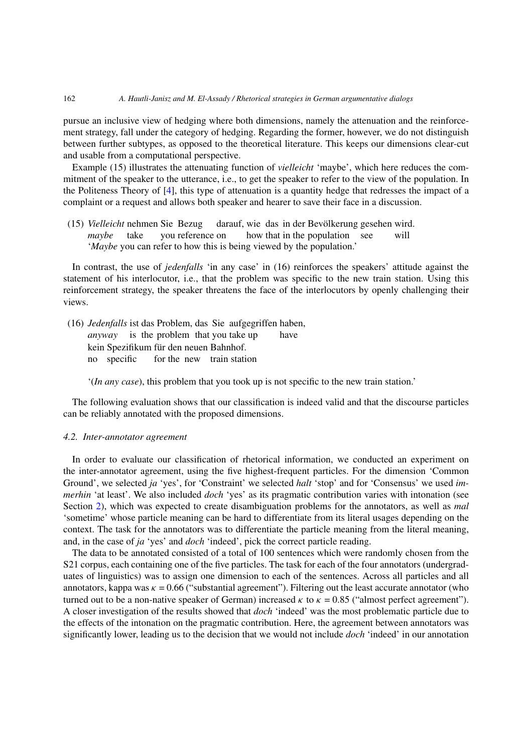pursue an inclusive view of hedging where both dimensions, namely the attenuation and the reinforcement strategy, fall under the category of hedging. Regarding the former, however, we do not distinguish between further subtypes, as opposed to the theoretical literature. This keeps our dimensions clear-cut and usable from a computational perspective.

Example (15) illustrates the attenuating function of *vielleicht* 'maybe', which here reduces the commitment of the speaker to the utterance, i.e., to get the speaker to refer to the view of the population. In the Politeness Theory of [4], this type of attenuation is a quantity hedge that redresses the impact of a complaint or a request and allows both speaker and hearer to save their face in a discussion.

(15) *Vielleicht* nehmen Sie Bezug darauf, wie das in der Bevölkerung gesehen wird.
*maybe* take you reference on how that in the population see will
'*Maybe* you can refer to how this is being viewed by the population.'

In contrast, the use of *jedenfalls* 'in any case' in (16) reinforces the speakers' attitude against the statement of his interlocutor, i.e., that the problem was specific to the new train station. Using this reinforcement strategy, the speaker threatens the face of the interlocutors by openly challenging their views.

(16) *Jedenfalls* ist das Problem, das Sie aufgegriffen haben,
*anyway* is the problem that you take up have
kein Spezifikum für den neuen Bahnhof.
no specific for the new train station

'(*In any case*), this problem that you took up is not specific to the new train station.'

The following evaluation shows that our classification is indeed valid and that the discourse particles can be reliably annotated with the proposed dimensions.

### 4.2. Inter-annotator agreement

In order to evaluate our classification of rhetorical information, we conducted an experiment on the inter-annotator agreement, using the five highest-frequent particles. For the dimension 'Common Ground', we selected *ja* 'yes', for 'Constraint' we selected *halt* 'stop' and for 'Consensus' we used *immerhin* 'at least'. We also included *doch* 'yes' as its pragmatic contribution varies with intonation (see Section 2), which was expected to create disambiguation problems for the annotators, as well as *mal* 'sometime' whose particle meaning can be hard to differentiate from its literal usages depending on the context. The task for the annotators was to differentiate the particle meaning from the literal meaning, and, in the case of *ja* 'yes' and *doch* 'indeed', pick the correct particle reading.

The data to be annotated consisted of a total of 100 sentences which were randomly chosen from the S21 corpus, each containing one of the five particles. The task for each of the four annotators (undergraduates of linguistics) was to assign one dimension to each of the sentences. Across all particles and all annotators, kappa was $\kappa = 0.66$ ("substantial agreement"). Filtering out the least accurate annotator (who turned out to be a non-native speaker of German) increased $\kappa$ to $\kappa = 0.85$ ("almost perfect agreement"). A closer investigation of the results showed that *doch* 'indeed' was the most problematic particle due to the effects of the intonation on the pragmatic contribution. Here, the agreement between annotators was significantly lower, leading us to the decision that we would not include *doch* 'indeed' in our annotation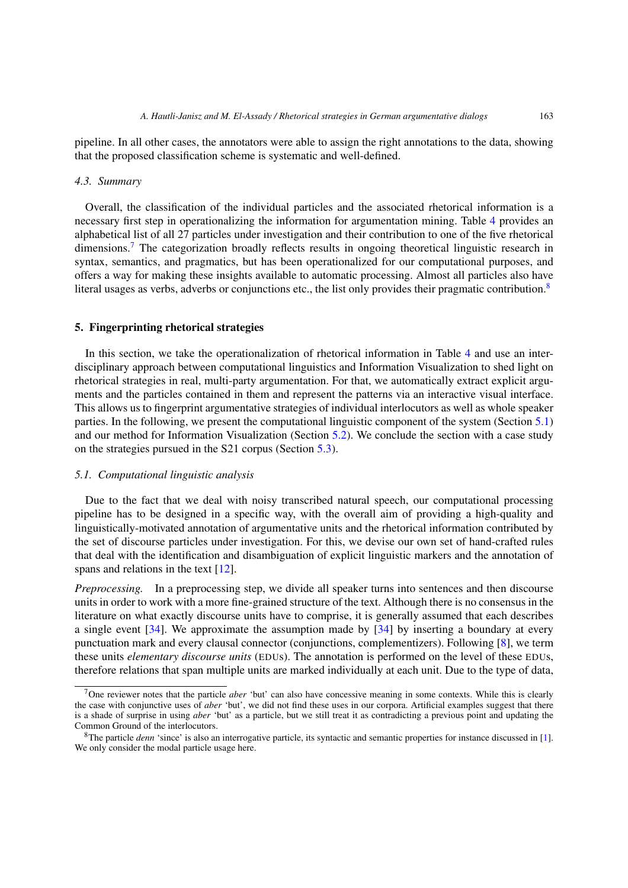pipeline. In all other cases, the annotators were able to assign the right annotations to the data, showing that the proposed classification scheme is systematic and well-defined.

### 4.3. Summary

Overall, the classification of the individual particles and the associated rhetorical information is a necessary first step in operationalizing the information for argumentation mining. Table 4 provides an alphabetical list of all 27 particles under investigation and their contribution to one of the five rhetorical dimensions.[7] The categorization broadly reflects results in ongoing theoretical linguistic research in syntax, semantics, and pragmatics, but has been operationalized for our computational purposes, and offers a way for making these insights available to automatic processing. Almost all particles also have literal usages as verbs, adverbs or conjunctions etc., the list only provides their pragmatic contribution.[8]

## 5. Fingerprinting rhetorical strategies

In this section, we take the operationalization of rhetorical information in Table 4 and use an interdisciplinary approach between computational linguistics and Information Visualization to shed light on rhetorical strategies in real, multi-party argumentation. For that, we automatically extract explicit arguments and the particles contained in them and represent the patterns via an interactive visual interface. This allows us to fingerprint argumentative strategies of individual interlocutors as well as whole speaker parties. In the following, we present the computational linguistic component of the system (Section 5.1) and our method for Information Visualization (Section 5.2). We conclude the section with a case study on the strategies pursued in the S21 corpus (Section 5.3).

### 5.1. Computational linguistic analysis

Due to the fact that we deal with noisy transcribed natural speech, our computational processing pipeline has to be designed in a specific way, with the overall aim of providing a high-quality and linguistically-motivated annotation of argumentative units and the rhetorical information contributed by the set of discourse particles under investigation. For this, we devise our own set of hand-crafted rules that deal with the identification and disambiguation of explicit linguistic markers and the annotation of spans and relations in the text [12].

*Preprocessing.* In a preprocessing step, we divide all speaker turns into sentences and then discourse units in order to work with a more fine-grained structure of the text. Although there is no consensus in the literature on what exactly discourse units have to comprise, it is generally assumed that each describes a single event [34]. We approximate the assumption made by [34] by inserting a boundary at every punctuation mark and every clausal connector (conjunctions, complementizers). Following [8], we term these units *elementary discourse units* (EDUs). The annotation is performed on the level of these EDUs, therefore relations that span multiple units are marked individually at each unit. Due to the type of data,

---

[7] One reviewer notes that the particle *aber* 'but' can also have concessive meaning in some contexts. While this is clearly the case with conjunctive uses of *aber* 'but', we did not find these uses in our corpora. Artificial examples suggest that there is a shade of surprise in using *aber* 'but' as a particle, but we still treat it as contradicting a previous point and updating the Common Ground of the interlocutors.

[8] The particle *denn* 'since' is also an interrogative particle, its syntactic and semantic properties for instance discussed in [1]. We only consider the modal particle usage here.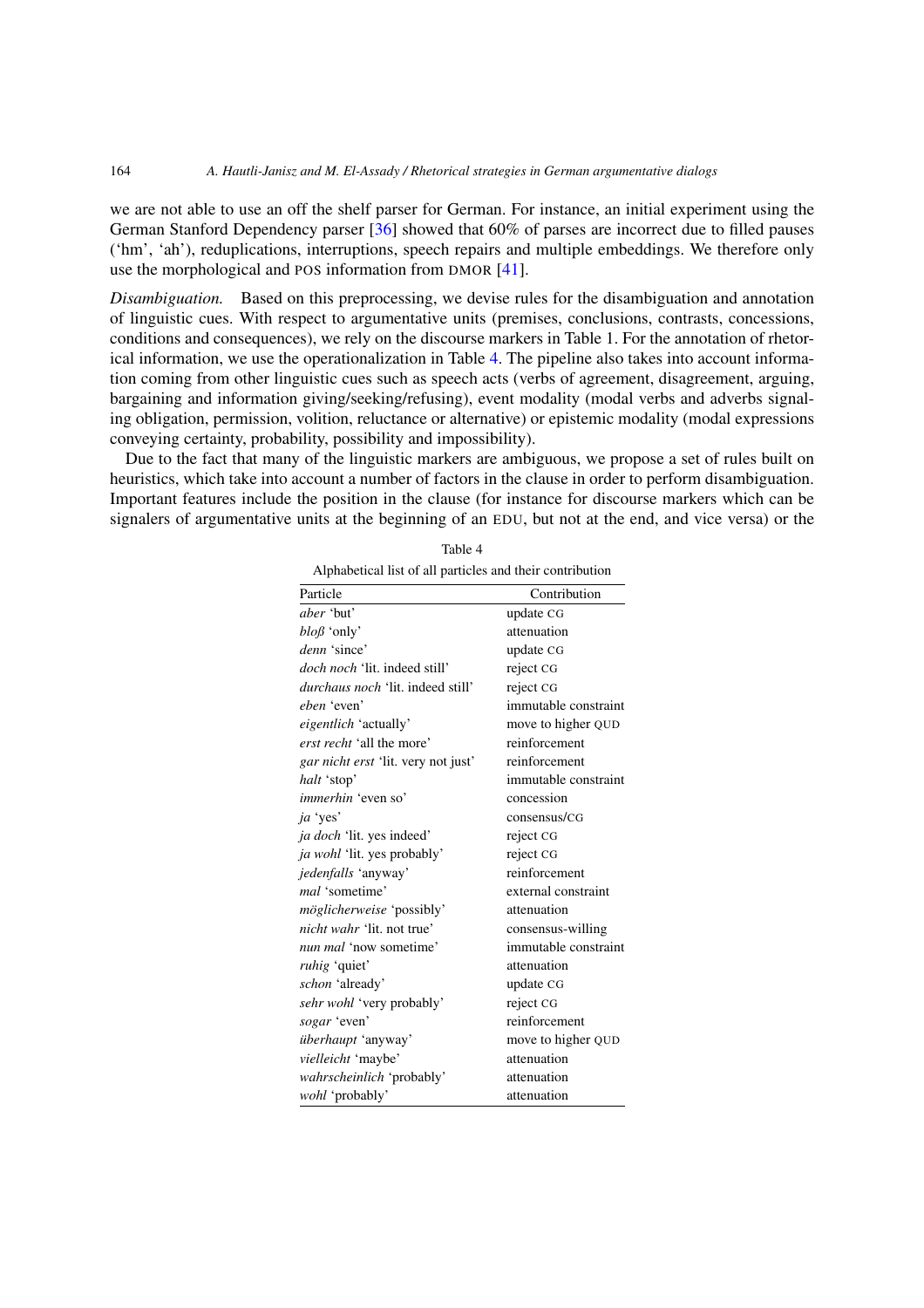we are not able to use an off the shelf parser for German. For instance, an initial experiment using the German Stanford Dependency parser [36] showed that 60% of parses are incorrect due to filled pauses ('hm', 'ah'), reduplications, interruptions, speech repairs and multiple embeddings. We therefore only use the morphological and POS information from DMOR [41].

*Disambiguation.* Based on this preprocessing, we devise rules for the disambiguation and annotation of linguistic cues. With respect to argumentative units (premises, conclusions, contrasts, concessions, conditions and consequences), we rely on the discourse markers in Table 1. For the annotation of rhetorical information, we use the operationalization in Table 4. The pipeline also takes into account information coming from other linguistic cues such as speech acts (verbs of agreement, disagreement, arguing, bargaining and information giving/seeking/refusing), event modality (modal verbs and adverbs signaling obligation, permission, volition, reluctance or alternative) or epistemic modality (modal expressions conveying certainty, probability, possibility and impossibility).

Due to the fact that many of the linguistic markers are ambiguous, we propose a set of rules built on heuristics, which take into account a number of factors in the clause in order to perform disambiguation. Important features include the position in the clause (for instance for discourse markers which can be signalers of argumentative units at the beginning of an EDU, but not at the end, and vice versa) or the

Table 4

Alphabetical list of all particles and their contribution

| Particle | Contribution |
|---|---|
| *aber* 'but' | update CG |
| *bloß* 'only' | attenuation |
| *denn* 'since' | update CG |
| *doch noch* 'lit. indeed still' | reject CG |
| *durchaus noch* 'lit. indeed still' | reject CG |
| *eben* 'even' | immutable constraint |
| *eigentlich* 'actually' | move to higher QUD |
| *erst recht* 'all the more' | reinforcement |
| *gar nicht erst* 'lit. very not just' | reinforcement |
| *halt* 'stop' | immutable constraint |
| *immerhin* 'even so' | concession |
| *ja* 'yes' | consensus/CG |
| *ja doch* 'lit. yes indeed' | reject CG |
| *ja wohl* 'lit. yes probably' | reject CG |
| *jedenfalls* 'anyway' | reinforcement |
| *mal* 'sometime' | external constraint |
| *möglicherweise* 'possibly' | attenuation |
| *nicht wahr* 'lit. not true' | consensus-willing |
| *nun mal* 'now sometime' | immutable constraint |
| *ruhig* 'quiet' | attenuation |
| *schon* 'already' | update CG |
| *sehr wohl* 'very probably' | reject CG |
| *sogar* 'even' | reinforcement |
| *überhaupt* 'anyway' | move to higher QUD |
| *vielleicht* 'maybe' | attenuation |
| *wahrscheinlich* 'probably' | attenuation |
| *wohl* 'probably' | attenuation |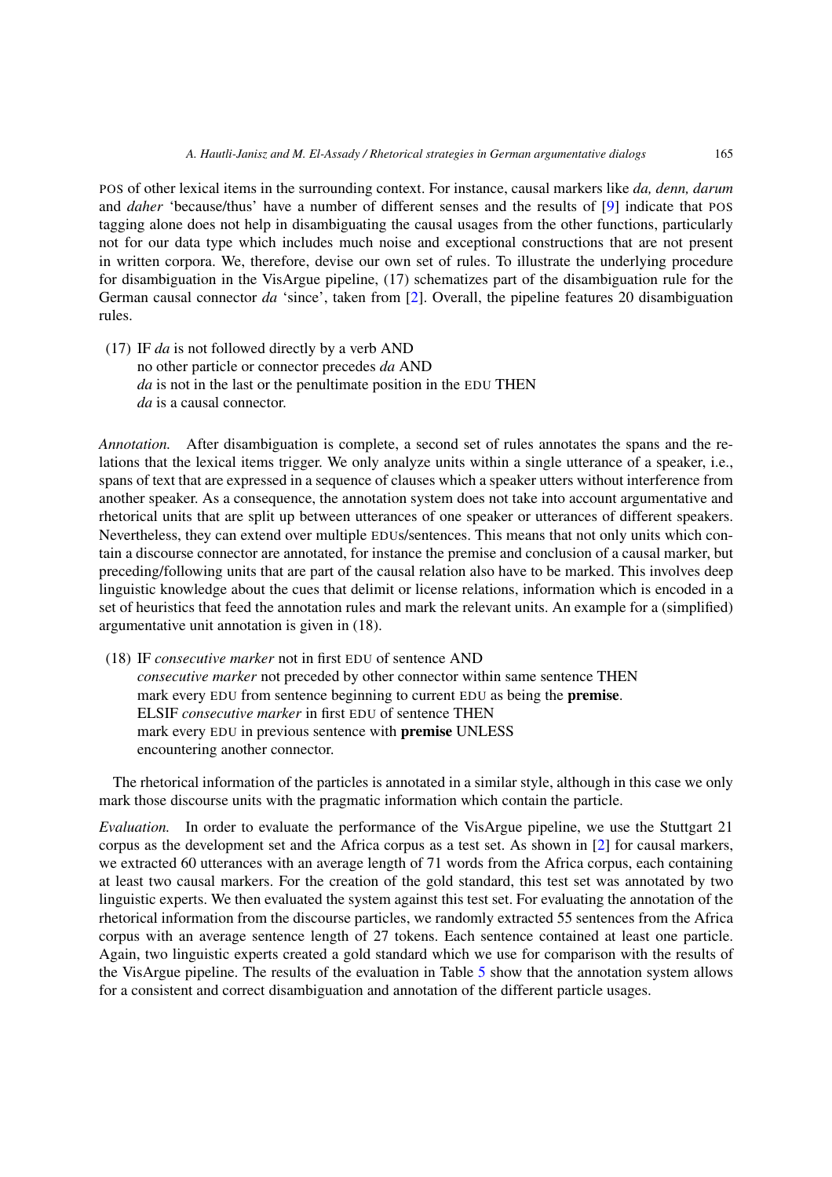POS of other lexical items in the surrounding context. For instance, causal markers like *da, denn, darum* and *daher* 'because/thus' have a number of different senses and the results of [9] indicate that POS tagging alone does not help in disambiguating the causal usages from the other functions, particularly not for our data type which includes much noise and exceptional constructions that are not present in written corpora. We, therefore, devise our own set of rules. To illustrate the underlying procedure for disambiguation in the VisArgue pipeline, (17) schematizes part of the disambiguation rule for the German causal connector *da* 'since', taken from [2]. Overall, the pipeline features 20 disambiguation rules.

(17) IF *da* is not followed directly by a verb AND
no other particle or connector precedes *da* AND
*da* is not in the last or the penultimate position in the EDU THEN
*da* is a causal connector.

*Annotation.* After disambiguation is complete, a second set of rules annotates the spans and the relations that the lexical items trigger. We only analyze units within a single utterance of a speaker, i.e., spans of text that are expressed in a sequence of clauses which a speaker utters without interference from another speaker. As a consequence, the annotation system does not take into account argumentative and rhetorical units that are split up between utterances of one speaker or utterances of different speakers. Nevertheless, they can extend over multiple EDUs/sentences. This means that not only units which contain a discourse connector are annotated, for instance the premise and conclusion of a causal marker, but preceding/following units that are part of the causal relation also have to be marked. This involves deep linguistic knowledge about the cues that delimit or license relations, information which is encoded in a set of heuristics that feed the annotation rules and mark the relevant units. An example for a (simplified) argumentative unit annotation is given in (18).

(18) IF *consecutive marker* not in first EDU of sentence AND
*consecutive marker* not preceded by other connector within same sentence THEN
mark every EDU from sentence beginning to current EDU as being the **premise**.
ELSIF *consecutive marker* in first EDU of sentence THEN
mark every EDU in previous sentence with **premise** UNLESS
encountering another connector.

The rhetorical information of the particles is annotated in a similar style, although in this case we only mark those discourse units with the pragmatic information which contain the particle.

*Evaluation.* In order to evaluate the performance of the VisArgue pipeline, we use the Stuttgart 21 corpus as the development set and the Africa corpus as a test set. As shown in [2] for causal markers, we extracted 60 utterances with an average length of 71 words from the Africa corpus, each containing at least two causal markers. For the creation of the gold standard, this test set was annotated by two linguistic experts. We then evaluated the system against this test set. For evaluating the annotation of the rhetorical information from the discourse particles, we randomly extracted 55 sentences from the Africa corpus with an average sentence length of 27 tokens. Each sentence contained at least one particle. Again, two linguistic experts created a gold standard which we use for comparison with the results of the VisArgue pipeline. The results of the evaluation in Table 5 show that the annotation system allows for a consistent and correct disambiguation and annotation of the different particle usages.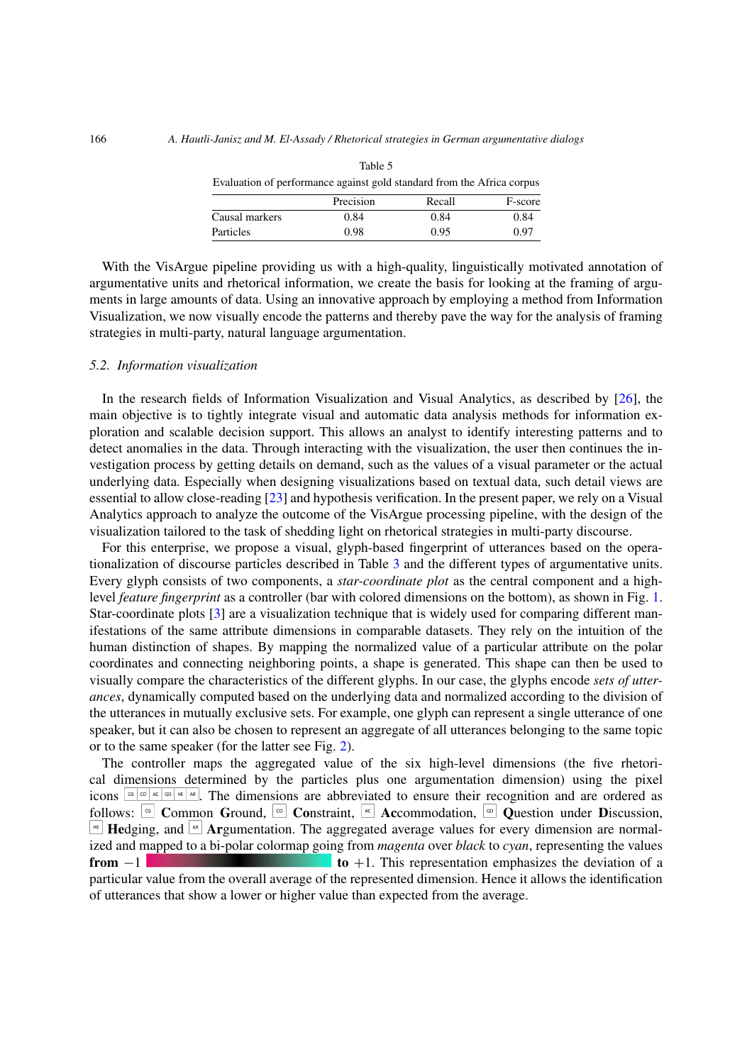Table 5

Evaluation of performance against gold standard from the Africa corpus

| | Precision | Recall | F-score |
|---|---|---|---|
| Causal markers | 0.84 | 0.84 | 0.84 |
| Particles | 0.98 | 0.95 | 0.97 |

With the VisArgue pipeline providing us with a high-quality, linguistically motivated annotation of argumentative units and rhetorical information, we create the basis for looking at the framing of arguments in large amounts of data. Using an innovative approach by employing a method from Information Visualization, we now visually encode the patterns and thereby pave the way for the analysis of framing strategies in multi-party, natural language argumentation.

### 5.2. *Information visualization*

In the research fields of Information Visualization and Visual Analytics, as described by [26], the main objective is to tightly integrate visual and automatic data analysis methods for information exploration and scalable decision support. This allows an analyst to identify interesting patterns and to detect anomalies in the data. Through interacting with the visualization, the user then continues the investigation process by getting details on demand, such as the values of a visual parameter or the actual underlying data. Especially when designing visualizations based on textual data, such detail views are essential to allow close-reading [23] and hypothesis verification. In the present paper, we rely on a Visual Analytics approach to analyze the outcome of the VisArgue processing pipeline, with the design of the visualization tailored to the task of shedding light on rhetorical strategies in multi-party discourse.

For this enterprise, we propose a visual, glyph-based fingerprint of utterances based on the operationalization of discourse particles described in Table 3 and the different types of argumentative units. Every glyph consists of two components, a *star-coordinate plot* as the central component and a high-level *feature fingerprint* as a controller (bar with colored dimensions on the bottom), as shown in Fig. 1. Star-coordinate plots [3] are a visualization technique that is widely used for comparing different manifestations of the same attribute dimensions in comparable datasets. They rely on the intuition of the human distinction of shapes. By mapping the normalized value of a particular attribute on the polar coordinates and connecting neighboring points, a shape is generated. This shape can then be used to visually compare the characteristics of the different glyphs. In our case, the glyphs encode *sets of utterances*, dynamically computed based on the underlying data and normalized according to the division of the utterances in mutually exclusive sets. For example, one glyph can represent a single utterance of one speaker, but it can also be chosen to represent an aggregate of all utterances belonging to the same topic or to the same speaker (for the latter see Fig. 2).

The controller maps the aggregated value of the six high-level dimensions (the five rhetorical dimensions determined by the particles plus one argumentation dimension) using the pixel icons CG CO AC QD HE AR. The dimensions are abbreviated to ensure their recognition and are ordered as follows: CG **C**ommon **G**round, CO **Co**nstraint, AC **Ac**commodation, QD **Q**uestion under **D**iscussion, HE **He**dging, and AR **Ar**gumentation. The aggregated average values for every dimension are normalized and mapped to a bi-polar colormap going from *magenta* over *black* to *cyan*, representing the values **from** $-1$ **to** $+1$. This representation emphasizes the deviation of a particular value from the overall average of the represented dimension. Hence it allows the identification of utterances that show a lower or higher value than expected from the average.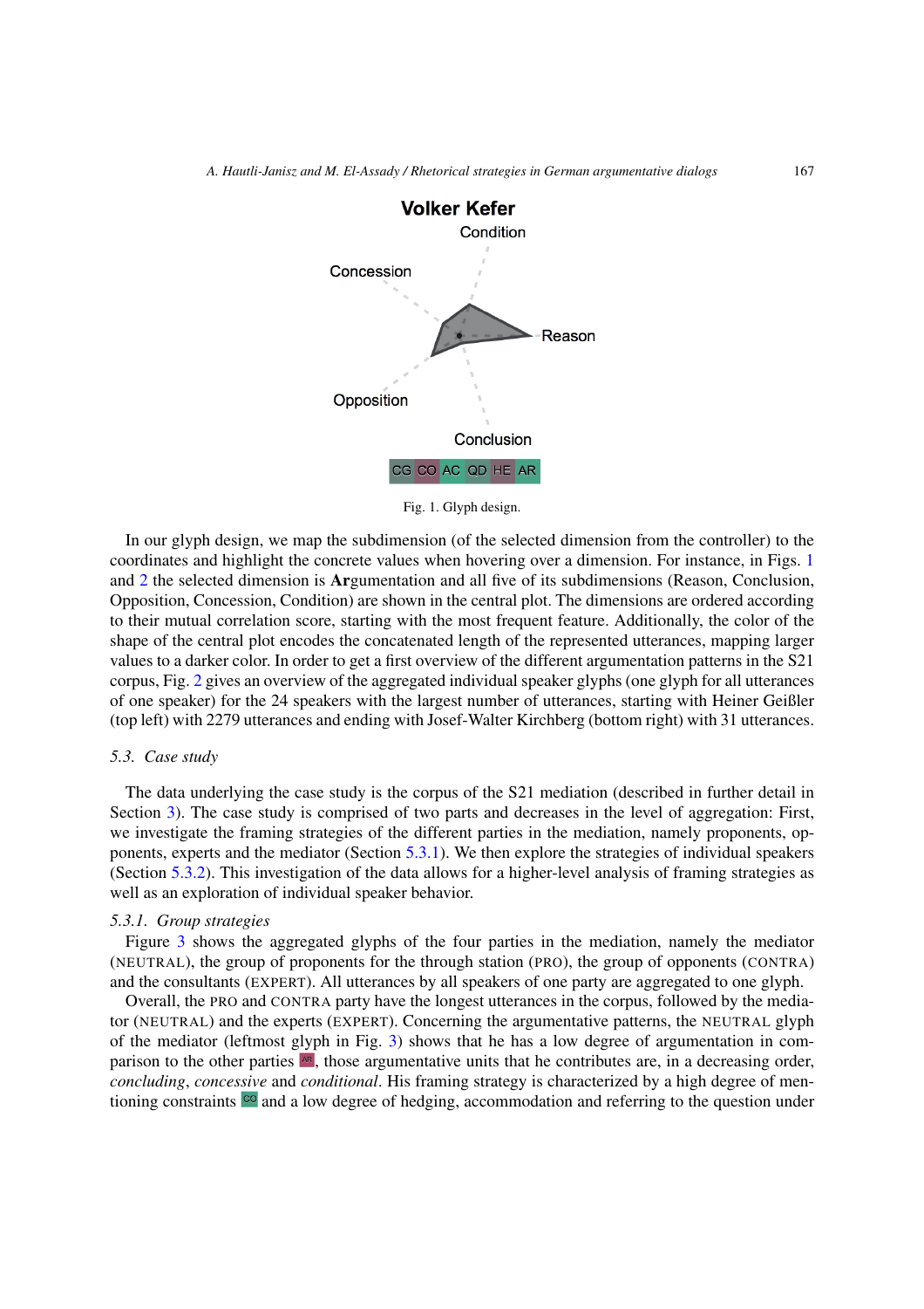Fig. 1. Glyph design.

In our glyph design, we map the subdimension (of the selected dimension from the controller) to the coordinates and highlight the concrete values when hovering over a dimension. For instance, in Figs. 1 and 2 the selected dimension is **Ar**gumentation and all five of its subdimensions (Reason, Conclusion, Opposition, Concession, Condition) are shown in the central plot. The dimensions are ordered according to their mutual correlation score, starting with the most frequent feature. Additionally, the color of the shape of the central plot encodes the concatenated length of the represented utterances, mapping larger values to a darker color. In order to get a first overview of the different argumentation patterns in the S21 corpus, Fig. 2 gives an overview of the aggregated individual speaker glyphs (one glyph for all utterances of one speaker) for the 24 speakers with the largest number of utterances, starting with Heiner Geißler (top left) with 2279 utterances and ending with Josef-Walter Kirchberg (bottom right) with 31 utterances.

### 5.3. Case study

The data underlying the case study is the corpus of the S21 mediation (described in further detail in Section 3). The case study is comprised of two parts and decreases in the level of aggregation: First, we investigate the framing strategies of the different parties in the mediation, namely proponents, opponents, experts and the mediator (Section 5.3.1). We then explore the strategies of individual speakers (Section 5.3.2). This investigation of the data allows for a higher-level analysis of framing strategies as well as an exploration of individual speaker behavior.

#### 5.3.1. Group strategies

Figure 3 shows the aggregated glyphs of the four parties in the mediation, namely the mediator (NEUTRAL), the group of proponents for the through station (PRO), the group of opponents (CONTRA) and the consultants (EXPERT). All utterances by all speakers of one party are aggregated to one glyph.

Overall, the PRO and CONTRA party have the longest utterances in the corpus, followed by the mediator (NEUTRAL) and the experts (EXPERT). Concerning the argumentative patterns, the NEUTRAL glyph of the mediator (leftmost glyph in Fig. 3) shows that he has a low degree of argumentation in comparison to the other parties AR, those argumentative units that he contributes are, in a decreasing order, *concluding*, *concessive* and *conditional*. His framing strategy is characterized by a high degree of mentioning constraints CO and a low degree of hedging, accommodation and referring to the question under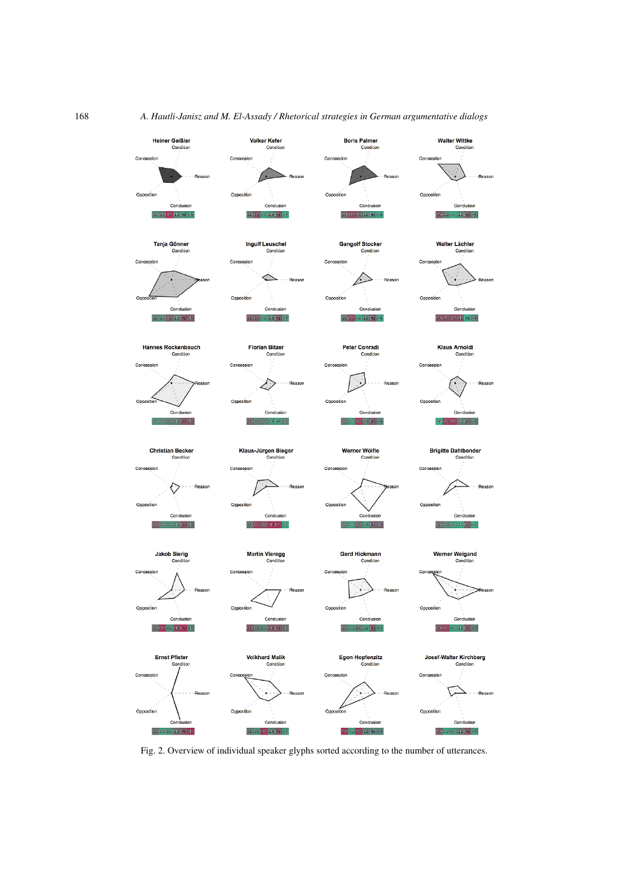Fig. 2. Overview of individual speaker glyphs sorted according to the number of utterances.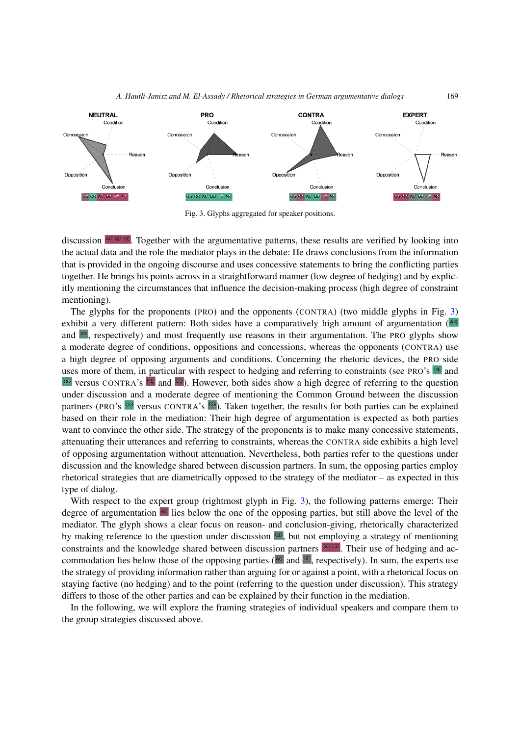NEUTRAL PRO CONTRA EXPERT

Condition / Concession / Reason / Opposition / Conclusion

CG CO AC QD HE AR

Fig. 3. Glyphs aggregated for speaker positions.

discussion AC QD HE. Together with the argumentative patterns, these results are verified by looking into the actual data and the role the mediator plays in the debate: He draws conclusions from the information that is provided in the ongoing discourse and uses concessive statements to bring the conflicting parties together. He brings his points across in a straightforward manner (low degree of hedging) and by explicitly mentioning the circumstances that influence the decision-making process (high degree of constraint mentioning).

The glyphs for the proponents (PRO) and the opponents (CONTRA) (two middle glyphs in Fig. 3) exhibit a very different pattern: Both sides have a comparatively high amount of argumentation (AR and AR, respectively) and most frequently use reasons in their argumentation. The PRO glyphs show a moderate degree of conditions, oppositions and concessions, whereas the opponents (CONTRA) use a high degree of opposing arguments and conditions. Concerning the rhetoric devices, the PRO side uses more of them, in particular with respect to hedging and referring to constraints (see PRO's HE and CO versus CONTRA's HE and CO). However, both sides show a high degree of referring to the question under discussion and a moderate degree of mentioning the Common Ground between the discussion partners (PRO's CG versus CONTRA's CG). Taken together, the results for both parties can be explained based on their role in the mediation: Their high degree of argumentation is expected as both parties want to convince the other side. The strategy of the proponents is to make many concessive statements, attenuating their utterances and referring to constraints, whereas the CONTRA side exhibits a high level of opposing argumentation without attenuation. Nevertheless, both parties refer to the questions under discussion and the knowledge shared between discussion partners. In sum, the opposing parties employ rhetorical strategies that are diametrically opposed to the strategy of the mediator – as expected in this type of dialog.

With respect to the expert group (rightmost glyph in Fig. 3), the following patterns emerge: Their degree of argumentation AR lies below the one of the opposing parties, but still above the level of the mediator. The glyph shows a clear focus on reason- and conclusion-giving, rhetorically characterized by making reference to the question under discussion QD, but not employing a strategy of mentioning constraints and the knowledge shared between discussion partners CG CO. Their use of hedging and accommodation lies below those of the opposing parties (AC and HE, respectively). In sum, the experts use the strategy of providing information rather than arguing for or against a point, with a rhetorical focus on staying factive (no hedging) and to the point (referring to the question under discussion). This strategy differs to those of the other parties and can be explained by their function in the mediation.

In the following, we will explore the framing strategies of individual speakers and compare them to the group strategies discussed above.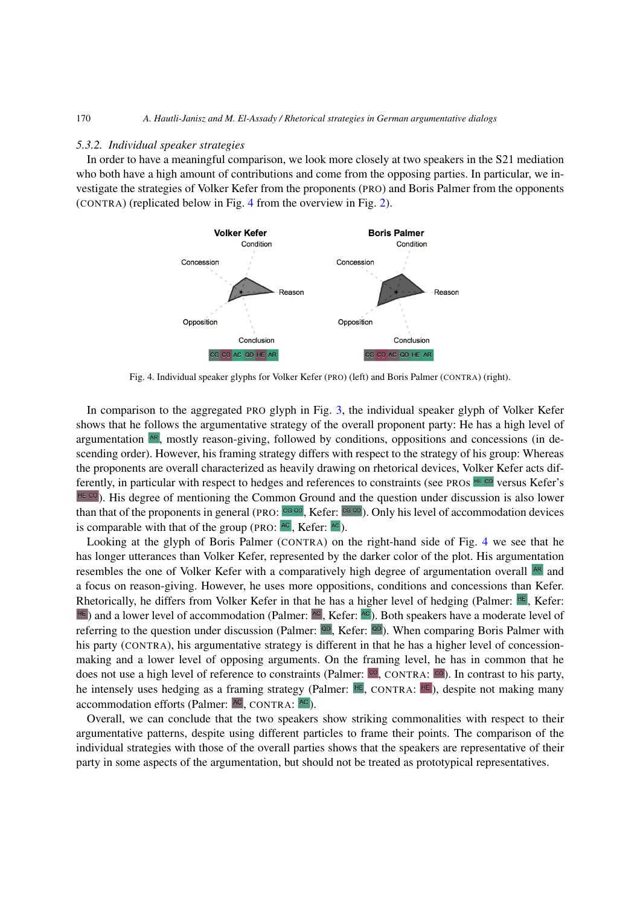### 5.3.2. *Individual speaker strategies*

In order to have a meaningful comparison, we look more closely at two speakers in the S21 mediation who both have a high amount of contributions and come from the opposing parties. In particular, we investigate the strategies of Volker Kefer from the proponents (PRO) and Boris Palmer from the opponents (CONTRA) (replicated below in Fig. 4 from the overview in Fig. 2).

Volker Kefer

Condition, Concession, Reason, Opposition, Conclusion

CG CO AC QD HE AR

Boris Palmer

Condition, Concession, Reason, Opposition, Conclusion

CG CO AC QD HE AR

Fig. 4. Individual speaker glyphs for Volker Kefer (PRO) (left) and Boris Palmer (CONTRA) (right).

In comparison to the aggregated PRO glyph in Fig. 3, the individual speaker glyph of Volker Kefer shows that he follows the argumentative strategy of the overall proponent party: He has a high level of argumentation AR, mostly reason-giving, followed by conditions, oppositions and concessions (in descending order). However, his framing strategy differs with respect to the strategy of his group: Whereas the proponents are overall characterized as heavily drawing on rhetorical devices, Volker Kefer acts differently, in particular with respect to hedges and references to constraints (see PROs HE CO versus Kefer's HE CO). His degree of mentioning the Common Ground and the question under discussion is also lower than that of the proponents in general (PRO: CG QD, Kefer: CG QD). Only his level of accommodation devices is comparable with that of the group (PRO: AC, Kefer: AC).

Looking at the glyph of Boris Palmer (CONTRA) on the right-hand side of Fig. 4 we see that he has longer utterances than Volker Kefer, represented by the darker color of the plot. His argumentation resembles the one of Volker Kefer with a comparatively high degree of argumentation overall AR and a focus on reason-giving. However, he uses more oppositions, conditions and concessions than Kefer. Rhetorically, he differs from Volker Kefer in that he has a higher level of hedging (Palmer: HE, Kefer: HE) and a lower level of accommodation (Palmer: AC, Kefer: AC). Both speakers have a moderate level of referring to the question under discussion (Palmer: QD, Kefer: QD). When comparing Boris Palmer with his party (CONTRA), his argumentative strategy is different in that he has a higher level of concession-making and a lower level of opposing arguments. On the framing level, he has in common that he does not use a high level of reference to constraints (Palmer: CO, CONTRA: CO). In contrast to his party, he intensely uses hedging as a framing strategy (Palmer: HE, CONTRA: HE), despite not making many accommodation efforts (Palmer: AC, CONTRA: AC).

Overall, we can conclude that the two speakers show striking commonalities with respect to their argumentative patterns, despite using different particles to frame their points. The comparison of the individual strategies with those of the overall parties shows that the speakers are representative of their party in some aspects of the argumentation, but should not be treated as prototypical representatives.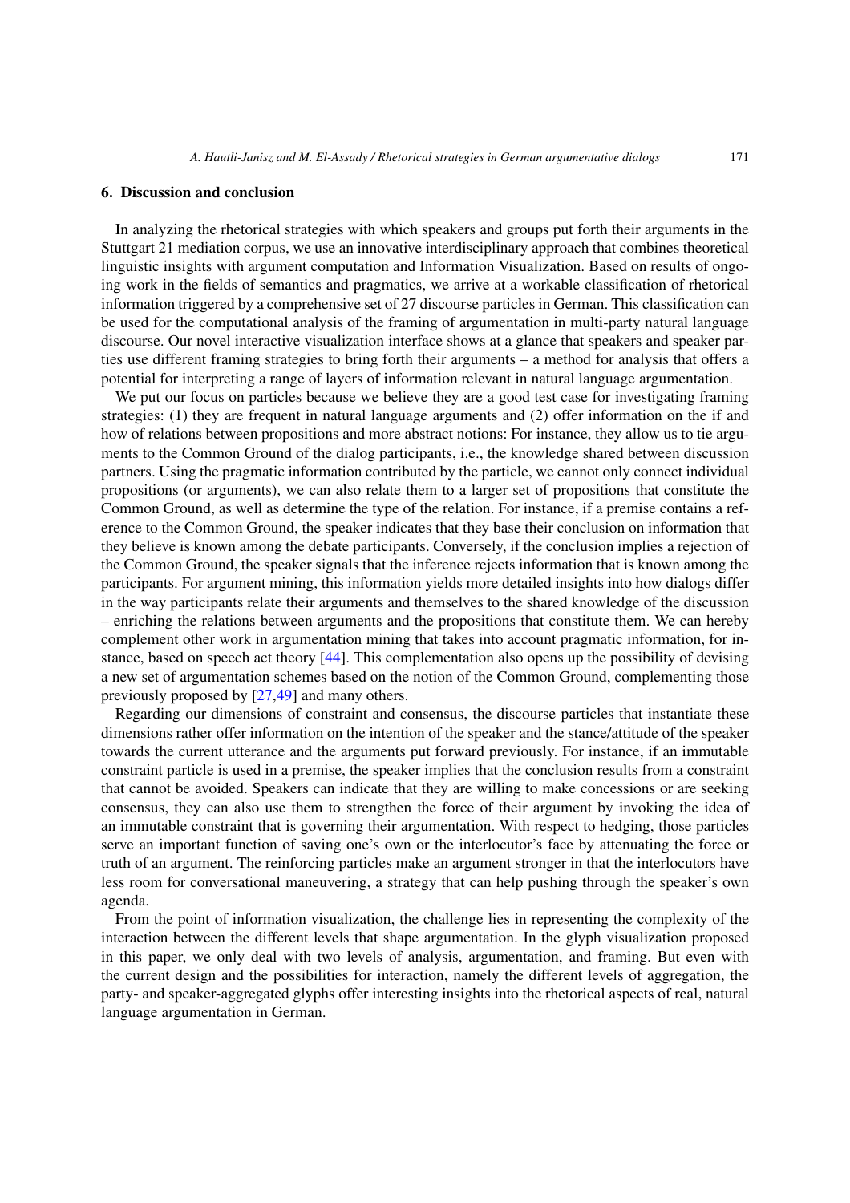## 6. Discussion and conclusion

In analyzing the rhetorical strategies with which speakers and groups put forth their arguments in the Stuttgart 21 mediation corpus, we use an innovative interdisciplinary approach that combines theoretical linguistic insights with argument computation and Information Visualization. Based on results of ongoing work in the fields of semantics and pragmatics, we arrive at a workable classification of rhetorical information triggered by a comprehensive set of 27 discourse particles in German. This classification can be used for the computational analysis of the framing of argumentation in multi-party natural language discourse. Our novel interactive visualization interface shows at a glance that speakers and speaker parties use different framing strategies to bring forth their arguments – a method for analysis that offers a potential for interpreting a range of layers of information relevant in natural language argumentation.

We put our focus on particles because we believe they are a good test case for investigating framing strategies: (1) they are frequent in natural language arguments and (2) offer information on the if and how of relations between propositions and more abstract notions: For instance, they allow us to tie arguments to the Common Ground of the dialog participants, i.e., the knowledge shared between discussion partners. Using the pragmatic information contributed by the particle, we cannot only connect individual propositions (or arguments), we can also relate them to a larger set of propositions that constitute the Common Ground, as well as determine the type of the relation. For instance, if a premise contains a reference to the Common Ground, the speaker indicates that they base their conclusion on information that they believe is known among the debate participants. Conversely, if the conclusion implies a rejection of the Common Ground, the speaker signals that the inference rejects information that is known among the participants. For argument mining, this information yields more detailed insights into how dialogs differ in the way participants relate their arguments and themselves to the shared knowledge of the discussion – enriching the relations between arguments and the propositions that constitute them. We can hereby complement other work in argumentation mining that takes into account pragmatic information, for instance, based on speech act theory [44]. This complementation also opens up the possibility of devising a new set of argumentation schemes based on the notion of the Common Ground, complementing those previously proposed by [27,49] and many others.

Regarding our dimensions of constraint and consensus, the discourse particles that instantiate these dimensions rather offer information on the intention of the speaker and the stance/attitude of the speaker towards the current utterance and the arguments put forward previously. For instance, if an immutable constraint particle is used in a premise, the speaker implies that the conclusion results from a constraint that cannot be avoided. Speakers can indicate that they are willing to make concessions or are seeking consensus, they can also use them to strengthen the force of their argument by invoking the idea of an immutable constraint that is governing their argumentation. With respect to hedging, those particles serve an important function of saving one's own or the interlocutor's face by attenuating the force or truth of an argument. The reinforcing particles make an argument stronger in that the interlocutors have less room for conversational maneuvering, a strategy that can help pushing through the speaker's own agenda.

From the point of information visualization, the challenge lies in representing the complexity of the interaction between the different levels that shape argumentation. In the glyph visualization proposed in this paper, we only deal with two levels of analysis, argumentation, and framing. But even with the current design and the possibilities for interaction, namely the different levels of aggregation, the party- and speaker-aggregated glyphs offer interesting insights into the rhetorical aspects of real, natural language argumentation in German.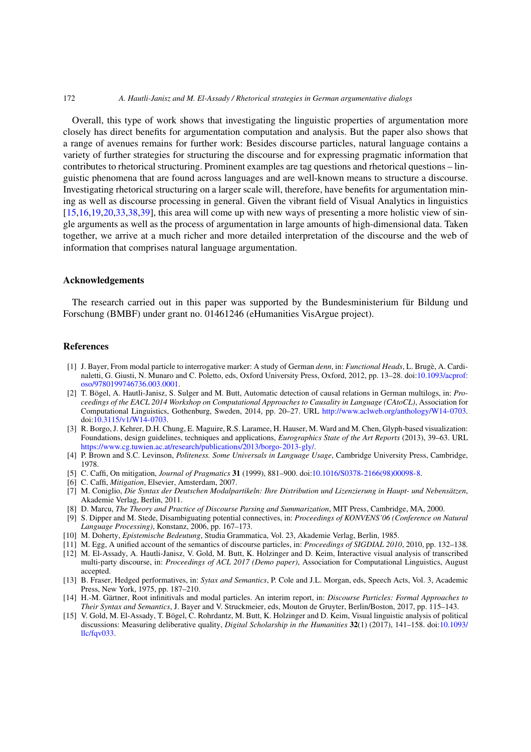Overall, this type of work shows that investigating the linguistic properties of argumentation more closely has direct benefits for argumentation computation and analysis. But the paper also shows that a range of avenues remains for further work: Besides discourse particles, natural language contains a variety of further strategies for structuring the discourse and for expressing pragmatic information that contributes to rhetorical structuring. Prominent examples are tag questions and rhetorical questions – linguistic phenomena that are found across languages and are well-known means to structure a discourse. Investigating rhetorical structuring on a larger scale will, therefore, have benefits for argumentation mining as well as discourse processing in general. Given the vibrant field of Visual Analytics in linguistics [15,16,19,20,33,38,39], this area will come up with new ways of presenting a more holistic view of single arguments as well as the process of argumentation in large amounts of high-dimensional data. Taken together, we arrive at a much richer and more detailed interpretation of the discourse and the web of information that comprises natural language argumentation.

## Acknowledgements

The research carried out in this paper was supported by the Bundesministerium für Bildung und Forschung (BMBF) under grant no. 01461246 (eHumanities VisArgue project).

## References

[1] J. Bayer, From modal particle to interrogative marker: A study of German *denn*, in: *Functional Heads*, L. Brugè, A. Cardinaletti, G. Giusti, N. Munaro and C. Poletto, eds, Oxford University Press, Oxford, 2012, pp. 13–28. doi:10.1093/acprof:oso/9780199746736.003.0001.

[2] T. Bögel, A. Hautli-Janisz, S. Sulger and M. Butt, Automatic detection of causal relations in German multilogs, in: *Proceedings of the EACL 2014 Workshop on Computational Approaches to Causality in Language (CAtoCL)*, Association for Computational Linguistics, Gothenburg, Sweden, 2014, pp. 20–27. URL http://www.aclweb.org/anthology/W14-0703. doi:10.3115/v1/W14-0703.

[3] R. Borgo, J. Kehrer, D.H. Chung, E. Maguire, R.S. Laramee, H. Hauser, M. Ward and M. Chen, Glyph-based visualization: Foundations, design guidelines, techniques and applications, *Eurographics State of the Art Reports* (2013), 39–63. URL https://www.cg.tuwien.ac.at/research/publications/2013/borgo-2013-gly/.

[4] P. Brown and S.C. Levinson, *Politeness. Some Universals in Language Usage*, Cambridge University Press, Cambridge, 1978.

[5] C. Caffi, On mitigation, *Journal of Pragmatics* **31** (1999), 881–900. doi:10.1016/S0378-2166(98)00098-8.

[6] C. Caffi, *Mitigation*, Elsevier, Amsterdam, 2007.

[7] M. Coniglio, *Die Syntax der Deutschen Modalpartikeln: Ihre Distribution und Lizenzierung in Haupt- und Nebensätzen*, Akademie Verlag, Berlin, 2011.

[8] D. Marcu, *The Theory and Practice of Discourse Parsing and Summarization*, MIT Press, Cambridge, MA, 2000.

[9] S. Dipper and M. Stede, Disambiguating potential connectives, in: *Proceedings of KONVENS'06 (Conference on Natural Language Processing)*, Konstanz, 2006, pp. 167–173.

[10] M. Doherty, *Epistemische Bedeutung*, Studia Grammatica, Vol. 23, Akademie Verlag, Berlin, 1985.

[11] M. Egg, A unified account of the semantics of discourse particles, in: *Proceedings of SIGDIAL 2010*, 2010, pp. 132–138.

[12] M. El-Assady, A. Hautli-Janisz, V. Gold, M. Butt, K. Holzinger and D. Keim, Interactive visual analysis of transcribed multi-party discourse, in: *Proceedings of ACL 2017 (Demo paper)*, Association for Computational Linguistics, August accepted.

[13] B. Fraser, Hedged performatives, in: *Sytax and Semantics*, P. Cole and J.L. Morgan, eds, Speech Acts, Vol. 3, Academic Press, New York, 1975, pp. 187–210.

[14] H.-M. Gärtner, Root infinitivals and modal particles. An interim report, in: *Discourse Particles: Formal Approaches to Their Syntax and Semantics*, J. Bayer and V. Struckmeier, eds, Mouton de Gruyter, Berlin/Boston, 2017, pp. 115–143.

[15] V. Gold, M. El-Assady, T. Bögel, C. Rohrdantz, M. Butt, K. Holzinger and D. Keim, Visual linguistic analysis of political discussions: Measuring deliberative quality, *Digital Scholarship in the Humanities* **32**(1) (2017), 141–158. doi:10.1093/llc/fqv033.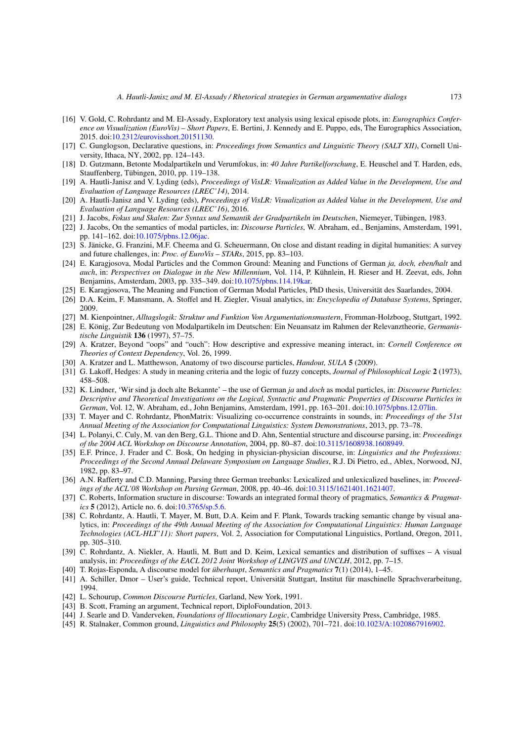[16] V. Gold, C. Rohrdantz and M. El-Assady, Exploratory text analysis using lexical episode plots, in: *Eurographics Conference on Visualization (EuroVis) – Short Papers*, E. Bertini, J. Kennedy and E. Puppo, eds, The Eurographics Association, 2015. doi:10.2312/eurovisshort.20151130.

[17] C. Gunglogson, Declarative questions, in: *Proceedings from Semantics and Linguistic Theory (SALT XII)*, Cornell University, Ithaca, NY, 2002, pp. 124–143.

[18] D. Gutzmann, Betonte Modalpartikeln und Verumfokus, in: *40 Jahre Partikelforschung*, E. Heuschel and T. Harden, eds, Stauffenberg, Tübingen, 2010, pp. 119–138.

[19] A. Hautli-Janisz and V. Lyding (eds), *Proceedings of VisLR: Visualization as Added Value in the Development, Use and Evaluation of Language Resources (LREC'14)*, 2014.

[20] A. Hautli-Janisz and V. Lyding (eds), *Proceedings of VisLR: Visualization as Added Value in the Development, Use and Evaluation of Language Resources (LREC'16)*, 2016.

[21] J. Jacobs, *Fokus und Skalen: Zur Syntax und Semantik der Gradpartikeln im Deutschen*, Niemeyer, Tübingen, 1983.

[22] J. Jacobs, On the semantics of modal particles, in: *Discourse Particles*, W. Abraham, ed., Benjamins, Amsterdam, 1991, pp. 141–162. doi:10.1075/pbns.12.06jac.

[23] S. Jänicke, G. Franzini, M.F. Cheema and G. Scheuermann, On close and distant reading in digital humanities: A survey and future challenges, in: *Proc. of EuroVis – STARs*, 2015, pp. 83–103.

[24] E. Karagjosova, Modal Particles and the Common Ground: Meaning and Functions of German *ja, doch, eben/halt* and *auch*, in: *Perspectives on Dialogue in the New Millennium*, Vol. 114, P. Kühnlein, H. Rieser and H. Zeevat, eds, John Benjamins, Amsterdam, 2003, pp. 335–349. doi:10.1075/pbns.114.19kar.

[25] E. Karagjosova, The Meaning and Function of German Modal Particles, PhD thesis, Universität des Saarlandes, 2004.

[26] D.A. Keim, F. Mansmann, A. Stoffel and H. Ziegler, Visual analytics, in: *Encyclopedia of Database Systems*, Springer, 2009.

[27] M. Kienpointner, *Alltagslogik: Struktur und Funktion Von Argumentationsmustern*, Fromman-Holzboog, Stuttgart, 1992.

[28] E. König, Zur Bedeutung von Modalpartikeln im Deutschen: Ein Neuansatz im Rahmen der Relevanztheorie, *Germanistische Linguistik* **136** (1997), 57–75.

[29] A. Kratzer, Beyond "oops" and "ouch": How descriptive and expressive meaning interact, in: *Cornell Conference on Theories of Context Dependency*, Vol. 26, 1999.

[30] A. Kratzer and L. Matthewson, Anatomy of two discourse particles, *Handout, SULA* **5** (2009).

[31] G. Lakoff, Hedges: A study in meaning criteria and the logic of fuzzy concepts, *Journal of Philosophical Logic* **2** (1973), 458–508.

[32] K. Lindner, 'Wir sind ja doch alte Bekannte' – the use of German *ja* and *doch* as modal particles, in: *Discourse Particles: Descriptive and Theoretical Investigations on the Logical, Syntactic and Pragmatic Properties of Discourse Particles in German*, Vol. 12, W. Abraham, ed., John Benjamins, Amsterdam, 1991, pp. 163–201. doi:10.1075/pbns.12.07lin.

[33] T. Mayer and C. Rohrdantz, PhonMatrix: Visualizing co-occurrence constraints in sounds, in: *Proceedings of the 51st Annual Meeting of the Association for Computational Linguistics: System Demonstrations*, 2013, pp. 73–78.

[34] L. Polanyi, C. Culy, M. van den Berg, G.L. Thione and D. Ahn, Sentential structure and discourse parsing, in: *Proceedings of the 2004 ACL Workshop on Discourse Annotation*, 2004, pp. 80–87. doi:10.3115/1608938.1608949.

[35] E.F. Prince, J. Frader and C. Bosk, On hedging in physician-physician discourse, in: *Linguistics and the Professions: Proceedings of the Second Annual Delaware Symposium on Language Studies*, R.J. Di Pietro, ed., Ablex, Norwood, NJ, 1982, pp. 83–97.

[36] A.N. Rafferty and C.D. Manning, Parsing three German treebanks: Lexicalized and unlexicalized baselines, in: *Proceedings of the ACL'08 Workshop on Parsing German*, 2008, pp. 40–46. doi:10.3115/1621401.1621407.

[37] C. Roberts, Information sructure in discourse: Towards an integrated formal theory of pragmatics, *Semantics & Pragmatics* **5** (2012), Article no. 6. doi:10.3765/sp.5.6.

[38] C. Rohrdantz, A. Hautli, T. Mayer, M. Butt, D.A. Keim and F. Plank, Towards tracking semantic change by visual analytics, in: *Proceedings of the 49th Annual Meeting of the Association for Computational Linguistics: Human Language Technologies (ACL-HLT'11): Short papers*, Vol. 2, Association for Computational Linguistics, Portland, Oregon, 2011, pp. 305–310.

[39] C. Rohrdantz, A. Niekler, A. Hautli, M. Butt and D. Keim, Lexical semantics and distribution of suffixes – A visual analysis, in: *Proceedings of the EACL 2012 Joint Workshop of LINGVIS and UNCLH*, 2012, pp. 7–15.

[40] T. Rojas-Esponda, A discourse model for *überhaupt*, *Semantics and Pragmatics* **7**(1) (2014), 1–45.

[41] A. Schiller, Dmor – User's guide, Technical report, Universität Stuttgart, Institut für maschinelle Sprachverarbeitung, 1994.

[42] L. Schourup, *Common Discourse Particles*, Garland, New York, 1991.

[43] B. Scott, Framing an argument, Technical report, DiploFoundation, 2013.

[44] J. Searle and D. Vanderveken, *Foundations of Illocutionary Logic*, Cambridge University Press, Cambridge, 1985.

[45] R. Stalnaker, Common ground, *Linguistics and Philosophy* **25**(5) (2002), 701–721. doi:10.1023/A:1020867916902.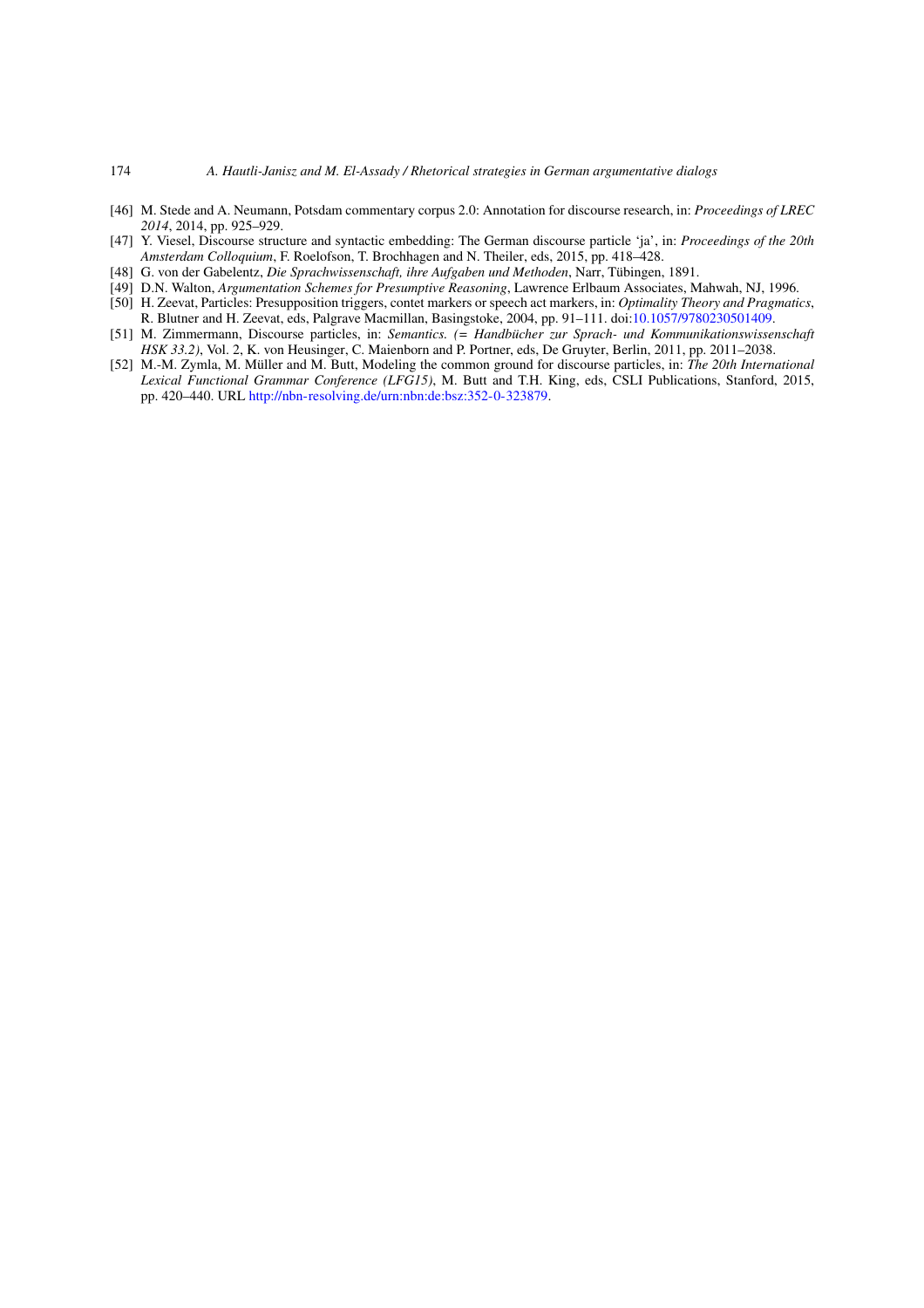- [46] M. Stede and A. Neumann, Potsdam commentary corpus 2.0: Annotation for discourse research, in: *Proceedings of LREC 2014*, 2014, pp. 925–929.
- [47] Y. Viesel, Discourse structure and syntactic embedding: The German discourse particle 'ja', in: *Proceedings of the 20th Amsterdam Colloquium*, F. Roelofson, T. Brochhagen and N. Theiler, eds, 2015, pp. 418–428.
- [48] G. von der Gabelentz, *Die Sprachwissenschaft, ihre Aufgaben und Methoden*, Narr, Tübingen, 1891.
- [49] D.N. Walton, *Argumentation Schemes for Presumptive Reasoning*, Lawrence Erlbaum Associates, Mahwah, NJ, 1996.
- [50] H. Zeevat, Particles: Presupposition triggers, contet markers or speech act markers, in: *Optimality Theory and Pragmatics*, R. Blutner and H. Zeevat, eds, Palgrave Macmillan, Basingstoke, 2004, pp. 91–111. doi:10.1057/9780230501409.
- [51] M. Zimmermann, Discourse particles, in: *Semantics. (= Handbücher zur Sprach- und Kommunikationswissenschaft HSK 33.2)*, Vol. 2, K. von Heusinger, C. Maienborn and P. Portner, eds, De Gruyter, Berlin, 2011, pp. 2011–2038.
- [52] M.-M. Zymla, M. Müller and M. Butt, Modeling the common ground for discourse particles, in: *The 20th International Lexical Functional Grammar Conference (LFG15)*, M. Butt and T.H. King, eds, CSLI Publications, Stanford, 2015, pp. 420–440. URL http://nbn-resolving.de/urn:nbn:de:bsz:352-0-323879.